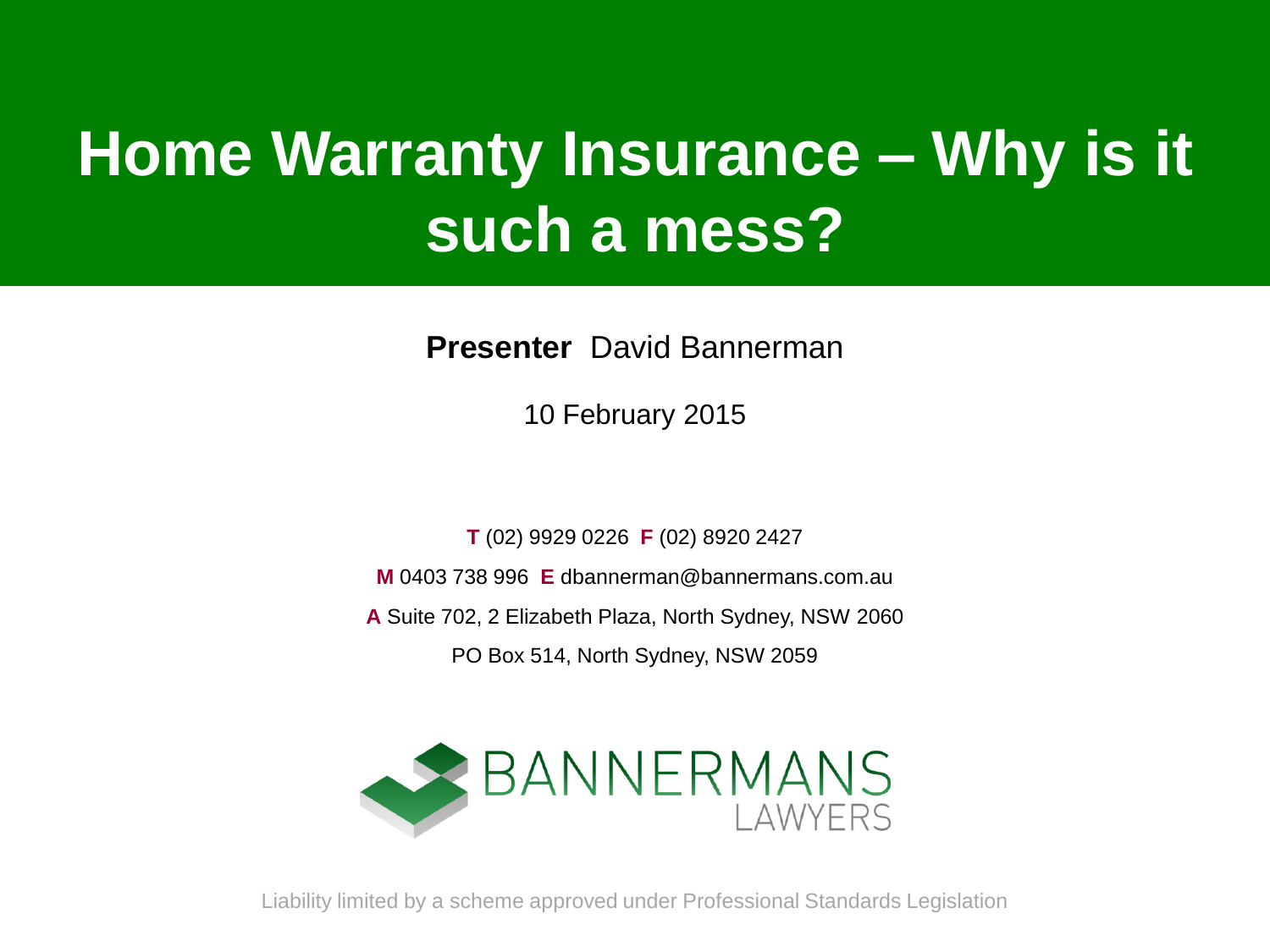# Home Warranty Insurance – Why is it such a mess?

**Presenter** David Bannerman

10 February 2015

**T** (02) 9929 0226 **F** (02) 8920 2427

**M** 0403 738 996 **E** dbannerman@bannermans.com.au

**A** Suite 702, 2 Elizabeth Plaza, North Sydney, NSW 2060

PO Box 514, North Sydney, NSW 2059

BANNERMANS LAWYERS

Liability limited by a scheme approved under Professional Standards Legislation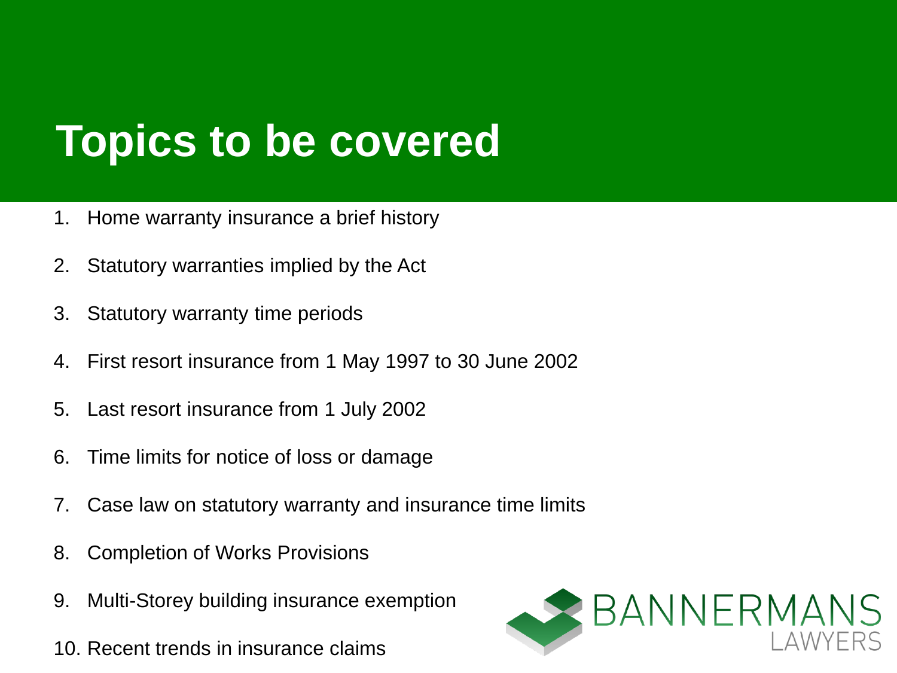# Topics to be covered

1. Home warranty insurance a brief history
2. Statutory warranties implied by the Act
3. Statutory warranty time periods
4. First resort insurance from 1 May 1997 to 30 June 2002
5. Last resort insurance from 1 July 2002
6. Time limits for notice of loss or damage
7. Case law on statutory warranty and insurance time limits
8. Completion of Works Provisions
9. Multi-Storey building insurance exemption
10. Recent trends in insurance claims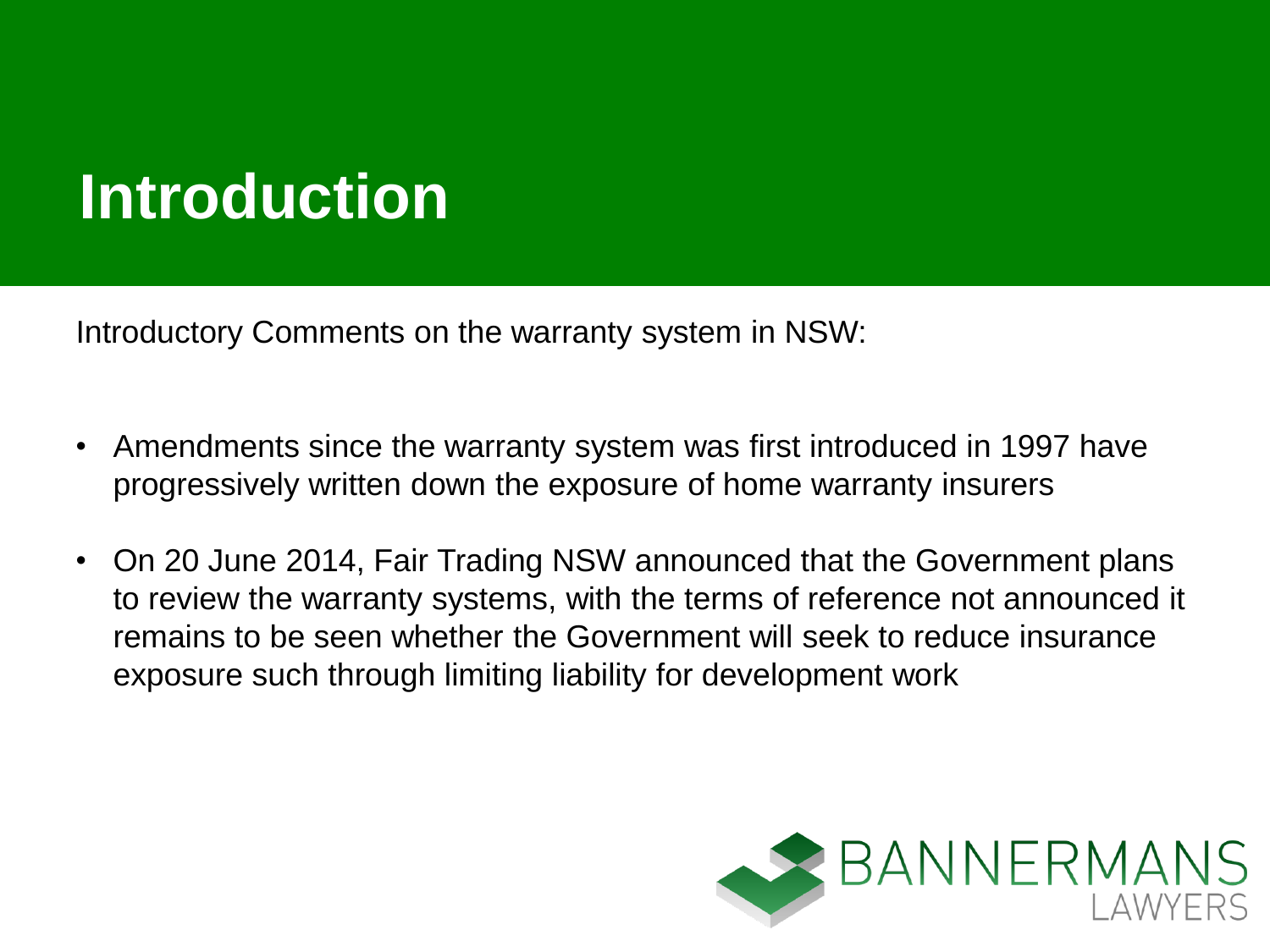# Introduction

Introductory Comments on the warranty system in NSW:

- Amendments since the warranty system was first introduced in 1997 have progressively written down the exposure of home warranty insurers
- On 20 June 2014, Fair Trading NSW announced that the Government plans to review the warranty systems, with the terms of reference not announced it remains to be seen whether the Government will seek to reduce insurance exposure such through limiting liability for development work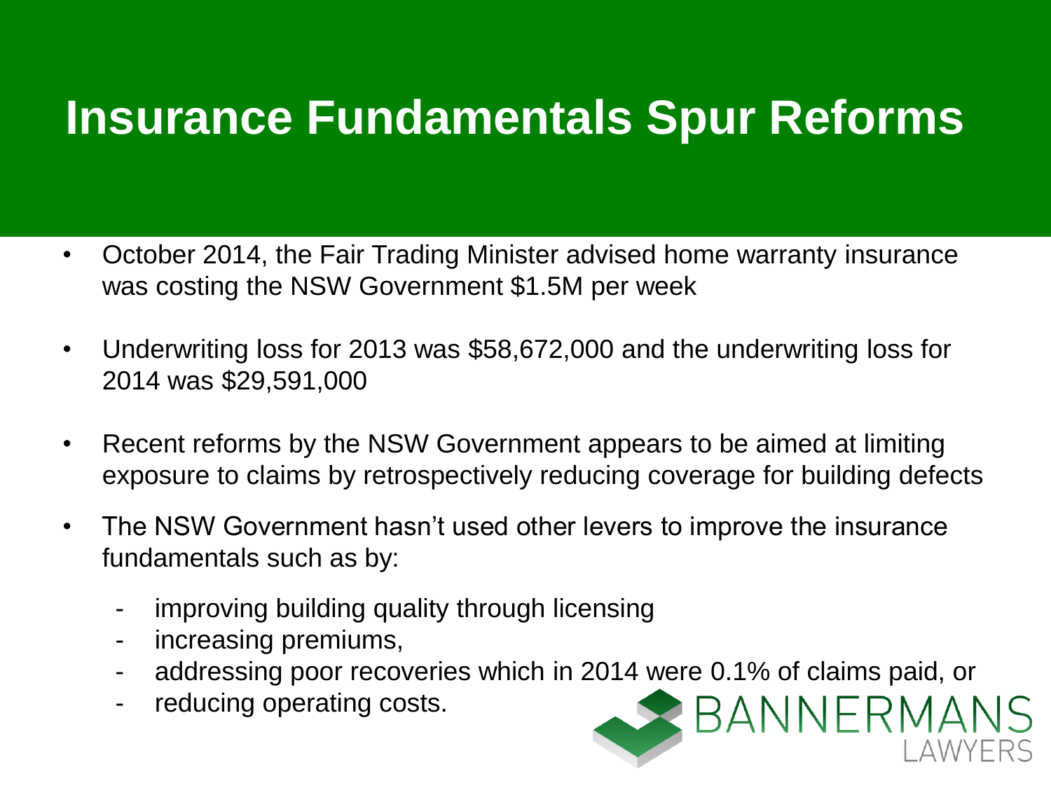# Insurance Fundamentals Spur Reforms

- October 2014, the Fair Trading Minister advised home warranty insurance was costing the NSW Government $1.5M per week
- Underwriting loss for 2013 was $58,672,000 and the underwriting loss for 2014 was $29,591,000
- Recent reforms by the NSW Government appears to be aimed at limiting exposure to claims by retrospectively reducing coverage for building defects
- The NSW Government hasn't used other levers to improve the insurance fundamentals such as by:
  - improving building quality through licensing
  - increasing premiums,
  - addressing poor recoveries which in 2014 were 0.1% of claims paid, or
  - reducing operating costs.

BANNERMANS LAWYERS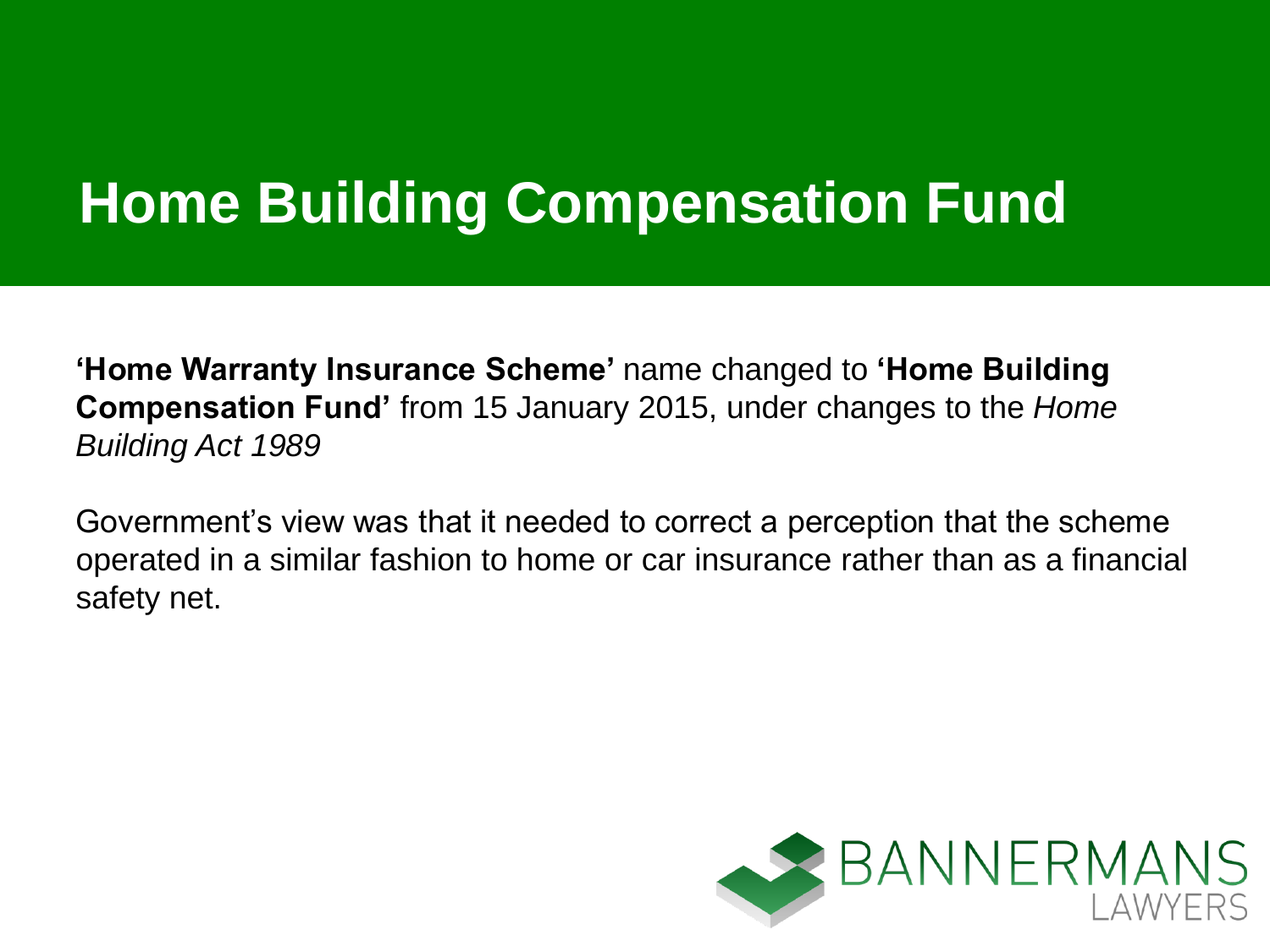# Home Building Compensation Fund

**'Home Warranty Insurance Scheme'** name changed to **'Home Building Compensation Fund'** from 15 January 2015, under changes to the *Home Building Act 1989*

Government's view was that it needed to correct a perception that the scheme operated in a similar fashion to home or car insurance rather than as a financial safety net.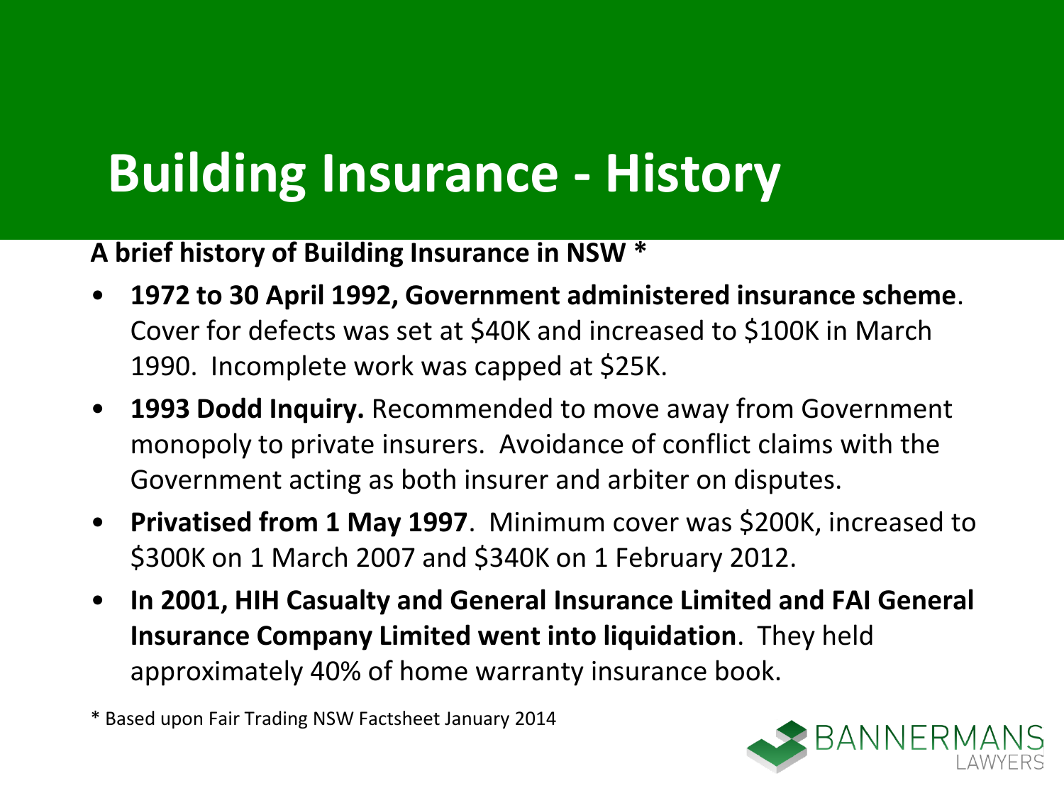# Building Insurance - History

**A brief history of Building Insurance in NSW ***

- **1972 to 30 April 1992, Government administered insurance scheme**. Cover for defects was set at $40K and increased to $100K in March 1990. Incomplete work was capped at $25K.
- **1993 Dodd Inquiry.** Recommended to move away from Government monopoly to private insurers. Avoidance of conflict claims with the Government acting as both insurer and arbiter on disputes.
- **Privatised from 1 May 1997**. Minimum cover was $200K, increased to $300K on 1 March 2007 and $340K on 1 February 2012.
- **In 2001, HIH Casualty and General Insurance Limited and FAI General Insurance Company Limited went into liquidation**. They held approximately 40% of home warranty insurance book.

* Based upon Fair Trading NSW Factsheet January 2014

BANNERMANS LAWYERS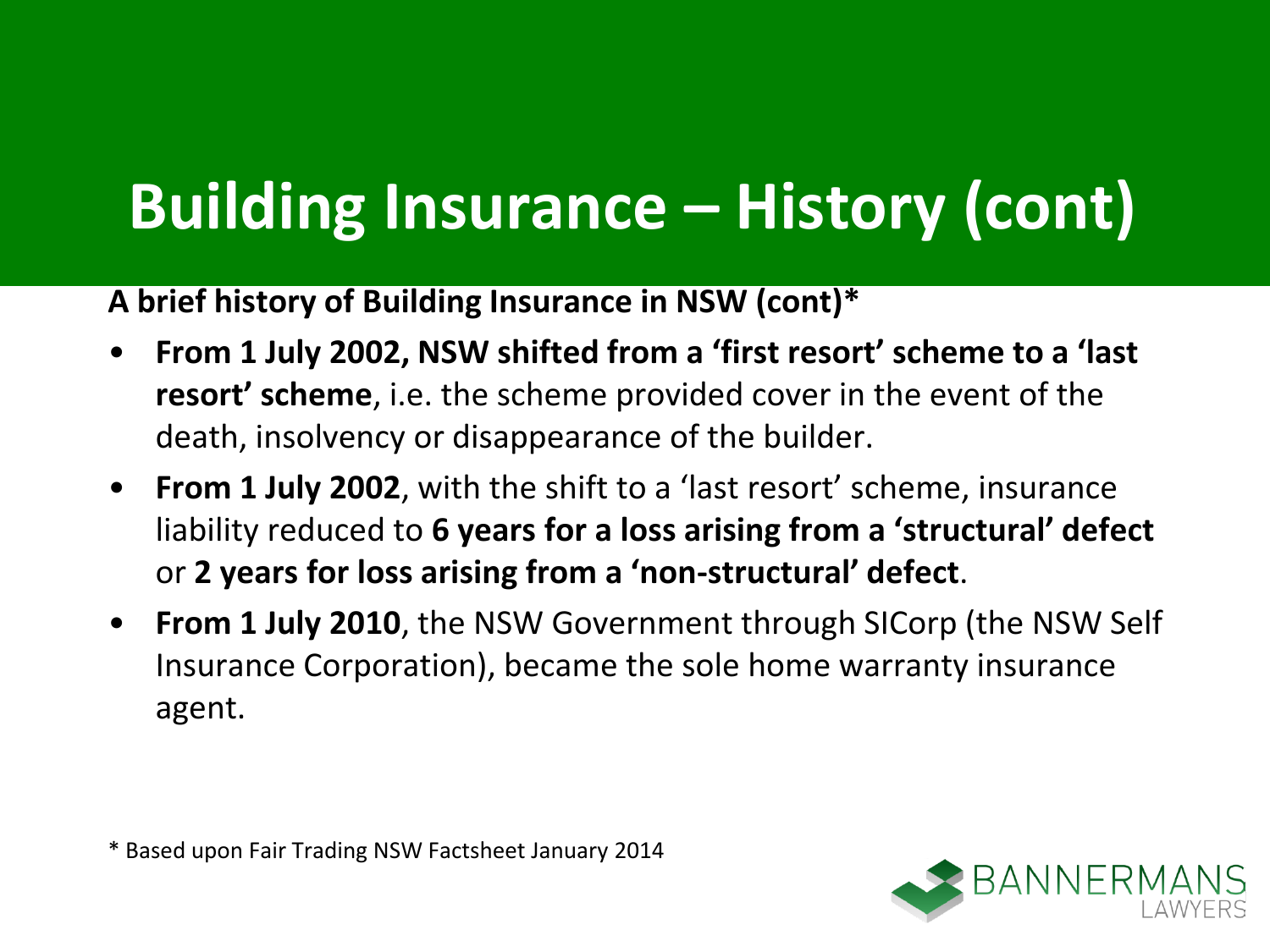# Building Insurance – History (cont)

**A brief history of Building Insurance in NSW (cont)***

- **From 1 July 2002, NSW shifted from a 'first resort' scheme to a 'last resort' scheme**, i.e. the scheme provided cover in the event of the death, insolvency or disappearance of the builder.
- **From 1 July 2002**, with the shift to a 'last resort' scheme, insurance liability reduced to **6 years for a loss arising from a 'structural' defect** or **2 years for loss arising from a 'non-structural' defect**.
- **From 1 July 2010**, the NSW Government through SICorp (the NSW Self Insurance Corporation), became the sole home warranty insurance agent.

* Based upon Fair Trading NSW Factsheet January 2014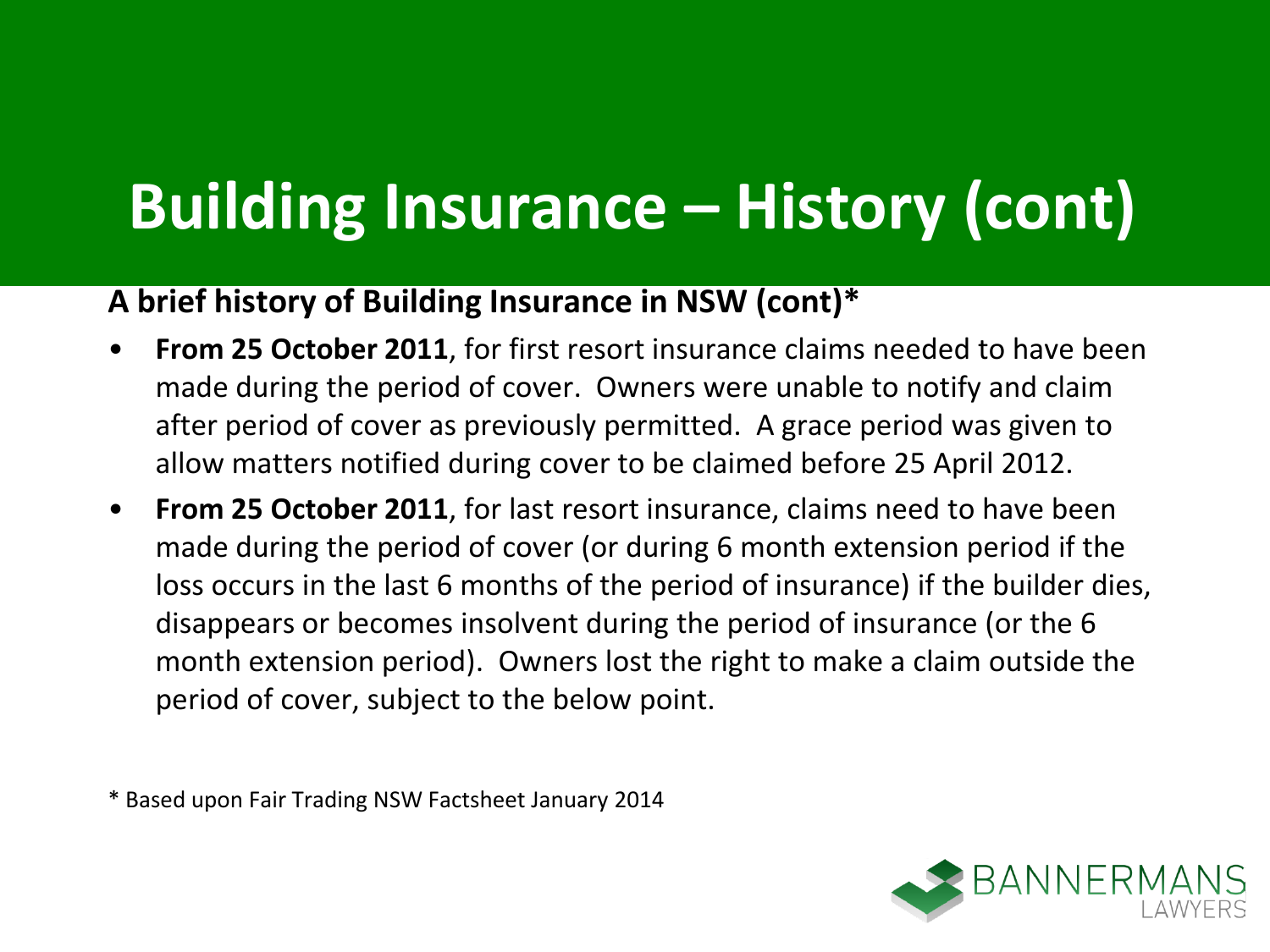# Building Insurance – History (cont)

**A brief history of Building Insurance in NSW (cont)***

- **From 25 October 2011**, for first resort insurance claims needed to have been made during the period of cover. Owners were unable to notify and claim after period of cover as previously permitted. A grace period was given to allow matters notified during cover to be claimed before 25 April 2012.
- **From 25 October 2011**, for last resort insurance, claims need to have been made during the period of cover (or during 6 month extension period if the loss occurs in the last 6 months of the period of insurance) if the builder dies, disappears or becomes insolvent during the period of insurance (or the 6 month extension period). Owners lost the right to make a claim outside the period of cover, subject to the below point.

* Based upon Fair Trading NSW Factsheet January 2014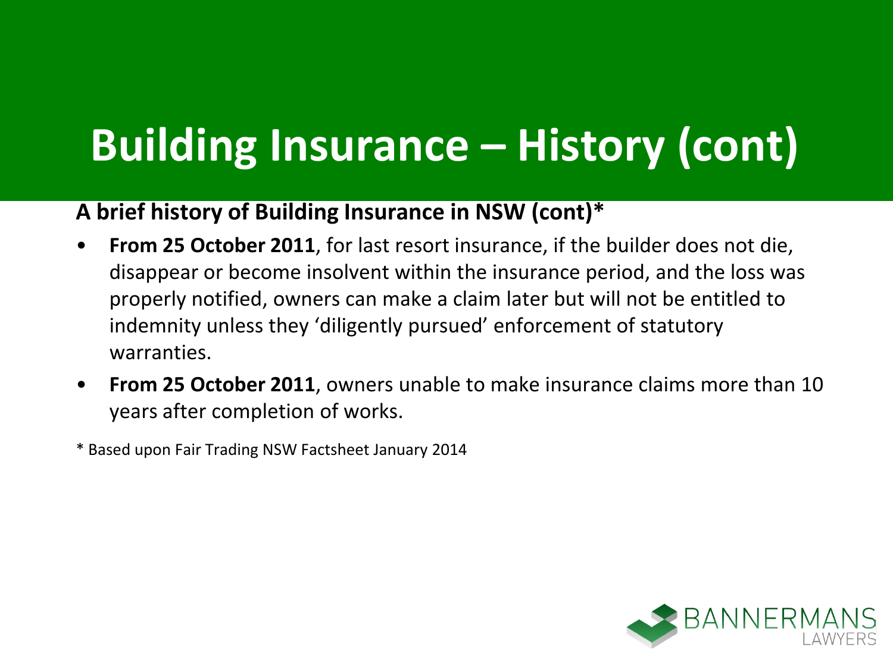# Building Insurance – History (cont)

**A brief history of Building Insurance in NSW (cont)***

- **From 25 October 2011**, for last resort insurance, if the builder does not die, disappear or become insolvent within the insurance period, and the loss was properly notified, owners can make a claim later but will not be entitled to indemnity unless they 'diligently pursued' enforcement of statutory warranties.
- **From 25 October 2011**, owners unable to make insurance claims more than 10 years after completion of works.

* Based upon Fair Trading NSW Factsheet January 2014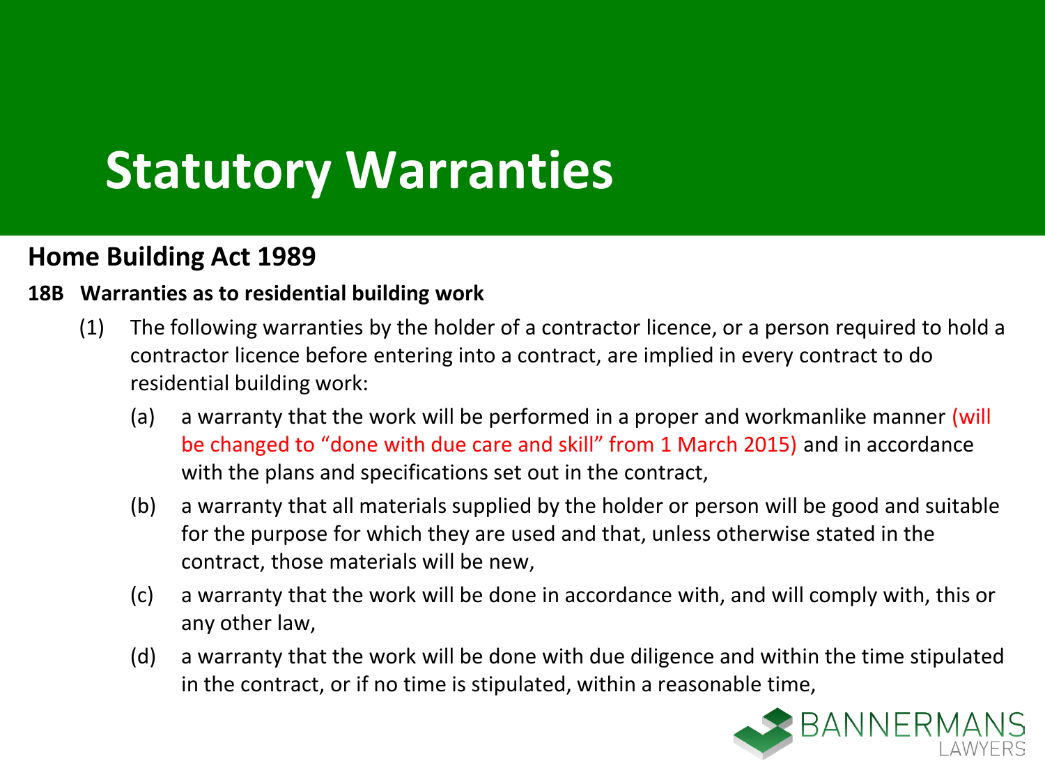# Statutory Warranties

## Home Building Act 1989

**18B Warranties as to residential building work**

(1) The following warranties by the holder of a contractor licence, or a person required to hold a contractor licence before entering into a contract, are implied in every contract to do residential building work:

(a) a warranty that the work will be performed in a proper and workmanlike manner (will be changed to "done with due care and skill" from 1 March 2015) and in accordance with the plans and specifications set out in the contract,

(b) a warranty that all materials supplied by the holder or person will be good and suitable for the purpose for which they are used and that, unless otherwise stated in the contract, those materials will be new,

(c) a warranty that the work will be done in accordance with, and will comply with, this or any other law,

(d) a warranty that the work will be done with due diligence and within the time stipulated in the contract, or if no time is stipulated, within a reasonable time,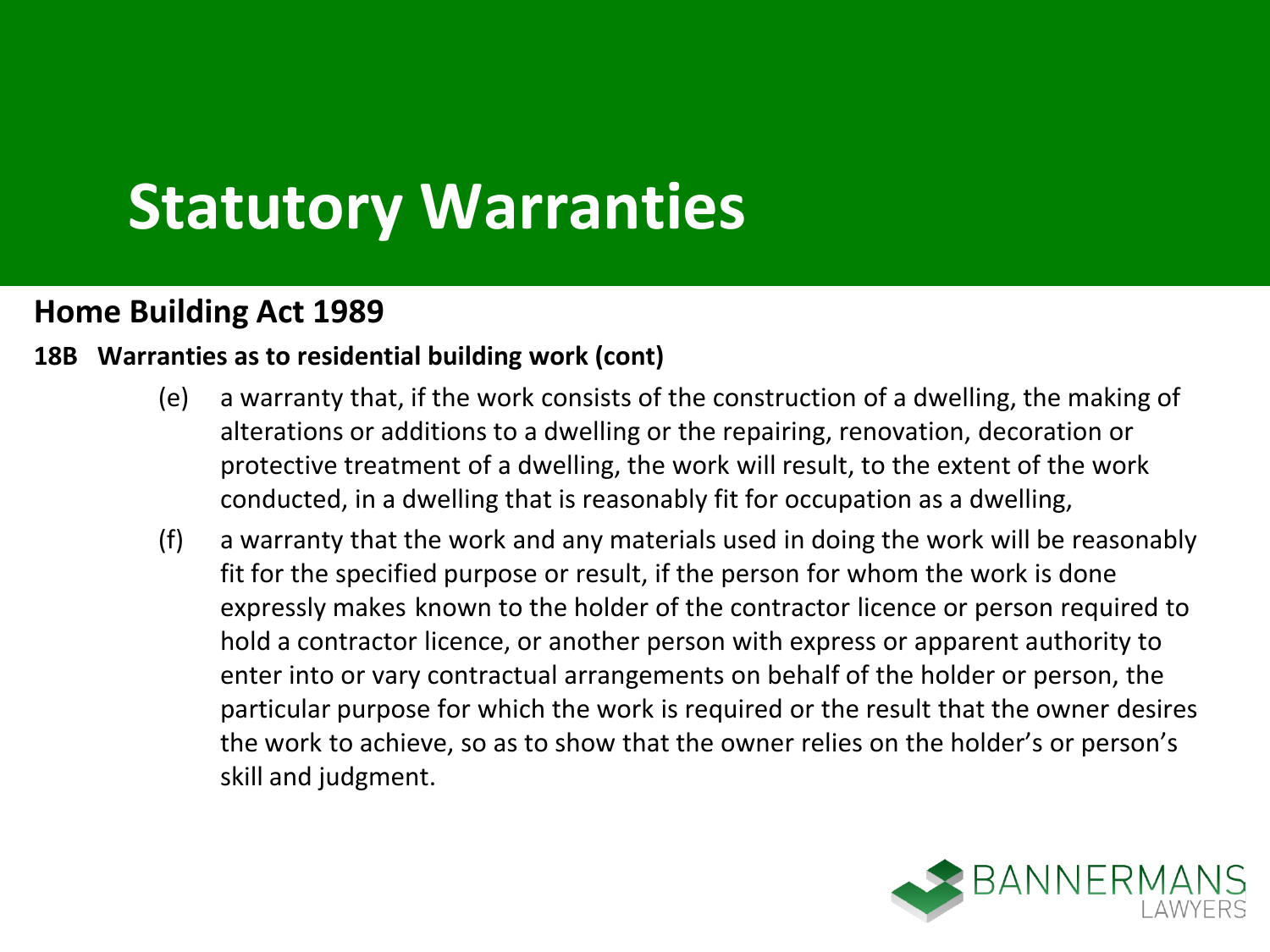# Statutory Warranties

## Home Building Act 1989

**18B Warranties as to residential building work (cont)**

(e) a warranty that, if the work consists of the construction of a dwelling, the making of alterations or additions to a dwelling or the repairing, renovation, decoration or protective treatment of a dwelling, the work will result, to the extent of the work conducted, in a dwelling that is reasonably fit for occupation as a dwelling,

(f) a warranty that the work and any materials used in doing the work will be reasonably fit for the specified purpose or result, if the person for whom the work is done expressly makes known to the holder of the contractor licence or person required to hold a contractor licence, or another person with express or apparent authority to enter into or vary contractual arrangements on behalf of the holder or person, the particular purpose for which the work is required or the result that the owner desires the work to achieve, so as to show that the owner relies on the holder's or person's skill and judgment.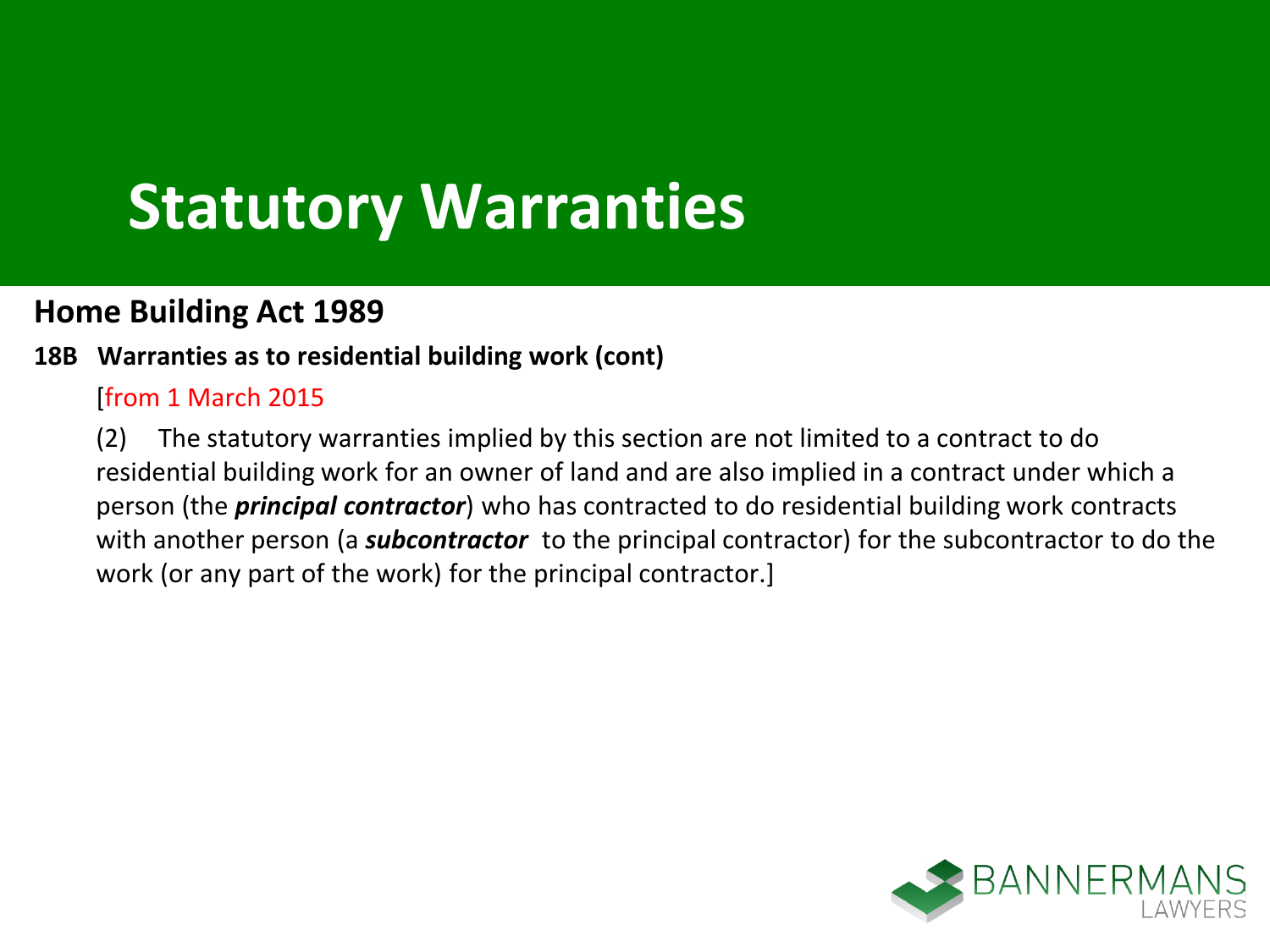# Statutory Warranties

## Home Building Act 1989

### 18B Warranties as to residential building work (cont)

[from 1 March 2015

(2) The statutory warranties implied by this section are not limited to a contract to do residential building work for an owner of land and are also implied in a contract under which a person (the ***principal contractor***) who has contracted to do residential building work contracts with another person (a ***subcontractor*** to the principal contractor) for the subcontractor to do the work (or any part of the work) for the principal contractor.]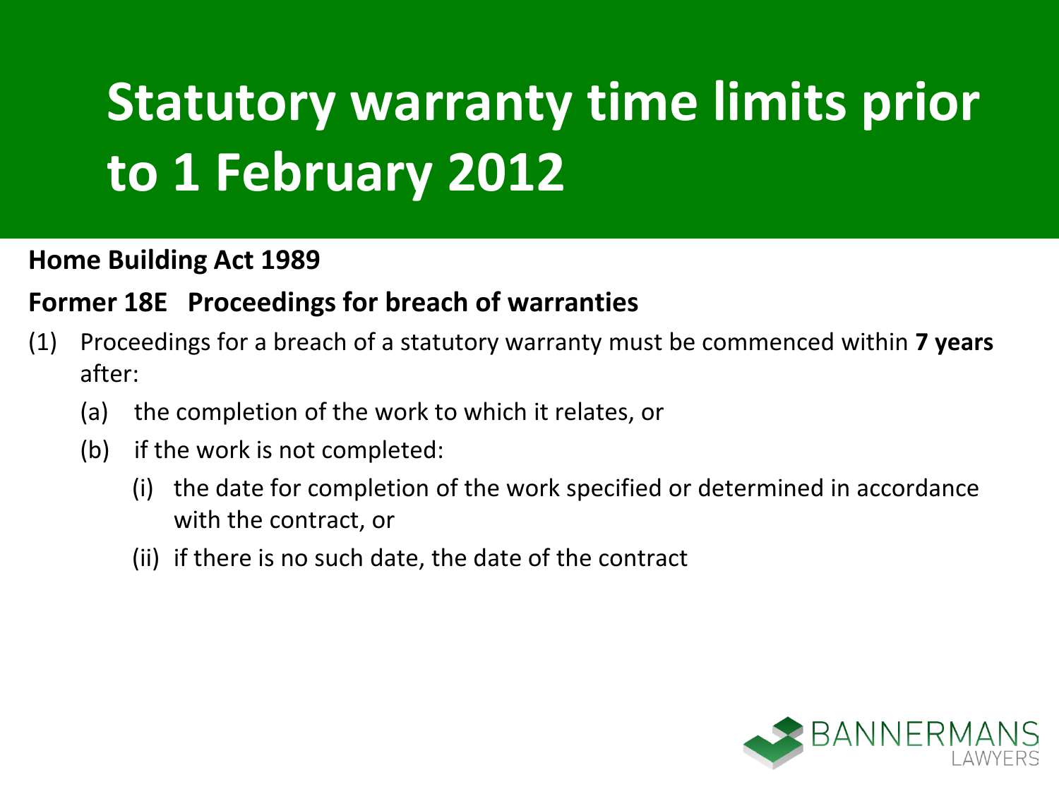# Statutory warranty time limits prior to 1 February 2012

**Home Building Act 1989**

**Former 18E Proceedings for breach of warranties**

(1) Proceedings for a breach of a statutory warranty must be commenced within **7 years** after:

  (a) the completion of the work to which it relates, or

  (b) if the work is not completed:

    (i) the date for completion of the work specified or determined in accordance with the contract, or

    (ii) if there is no such date, the date of the contract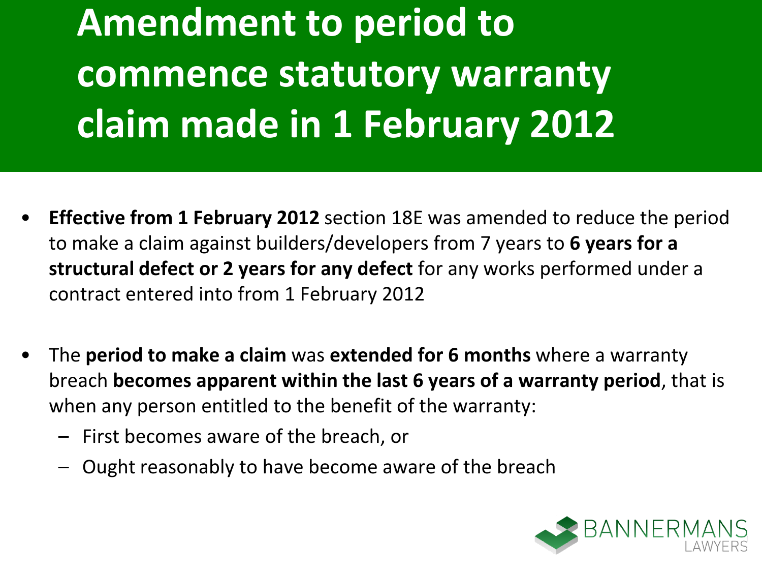# Amendment to period to commence statutory warranty claim made in 1 February 2012

- **Effective from 1 February 2012** section 18E was amended to reduce the period to make a claim against builders/developers from 7 years to **6 years for a structural defect or 2 years for any defect** for any works performed under a contract entered into from 1 February 2012

- The **period to make a claim** was **extended for 6 months** where a warranty breach **becomes apparent within the last 6 years of a warranty period**, that is when any person entitled to the benefit of the warranty:
  - First becomes aware of the breach, or
  - Ought reasonably to have become aware of the breach

BANNERMANS LAWYERS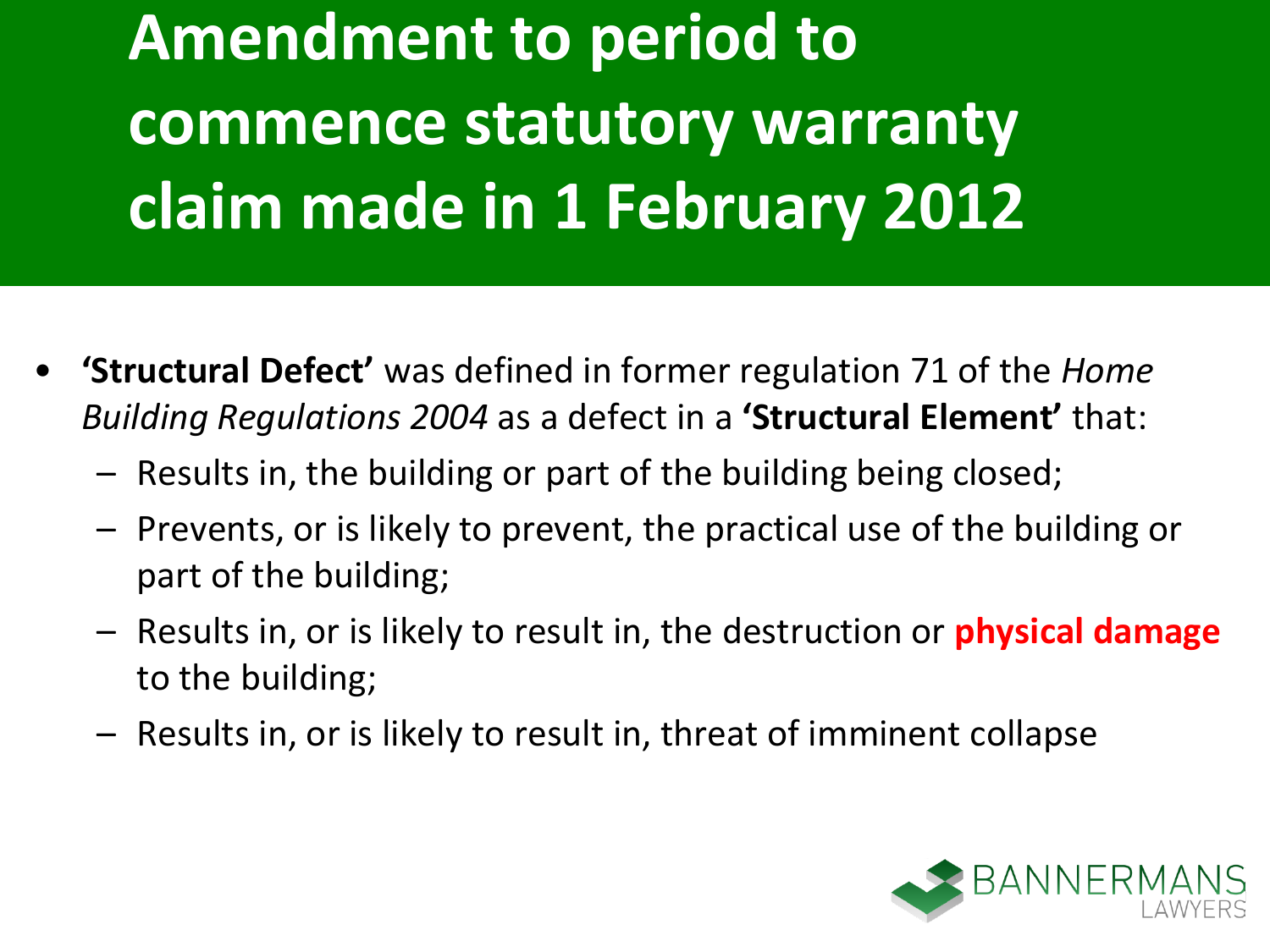# Amendment to period to commence statutory warranty claim made in 1 February 2012

- **'Structural Defect'** was defined in former regulation 71 of the *Home Building Regulations 2004* as a defect in a **'Structural Element'** that:
  - Results in, the building or part of the building being closed;
  - Prevents, or is likely to prevent, the practical use of the building or part of the building;
  - Results in, or is likely to result in, the destruction or **physical damage** to the building;
  - Results in, or is likely to result in, threat of imminent collapse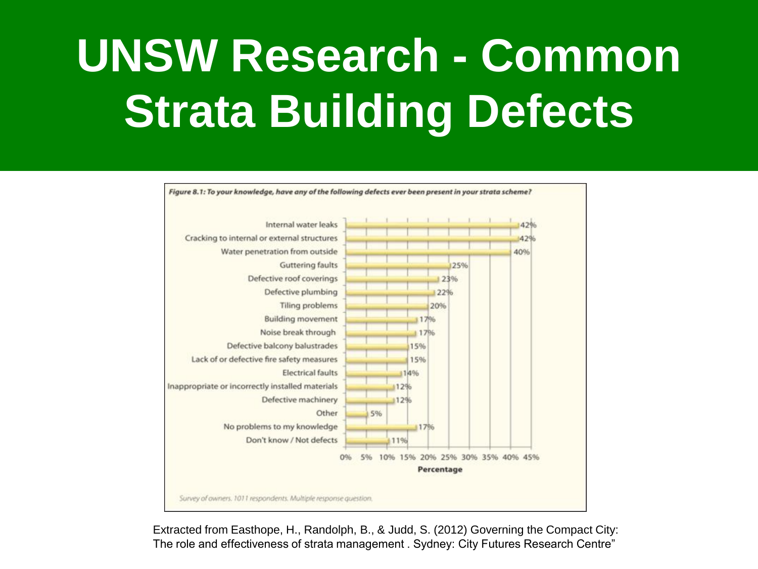# UNSW Research - Common Strata Building Defects

*Figure 8.1: To your knowledge, have any of the following defects ever been present in your strata scheme?*

| Defect | Percentage |
| --- | --- |
| Internal water leaks | 42% |
| Cracking to internal or external structures | 42% |
| Water penetration from outside | 40% |
| Guttering faults | 25% |
| Defective roof coverings | 23% |
| Defective plumbing | 22% |
| Tiling problems | 20% |
| Building movement | 17% |
| Noise break through | 17% |
| Defective balcony balustrades | 15% |
| Lack of or defective fire safety measures | 15% |
| Electrical faults | 14% |
| Inappropriate or incorrectly installed materials | 12% |
| Defective machinery | 12% |
| Other | 5% |
| No problems to my knowledge | 17% |
| Don't know / Not defects | 11% |

*Survey of owners. 1011 respondents. Multiple response question.*

Extracted from Easthope, H., Randolph, B., & Judd, S. (2012) Governing the Compact City: The role and effectiveness of strata management . Sydney: City Futures Research Centre"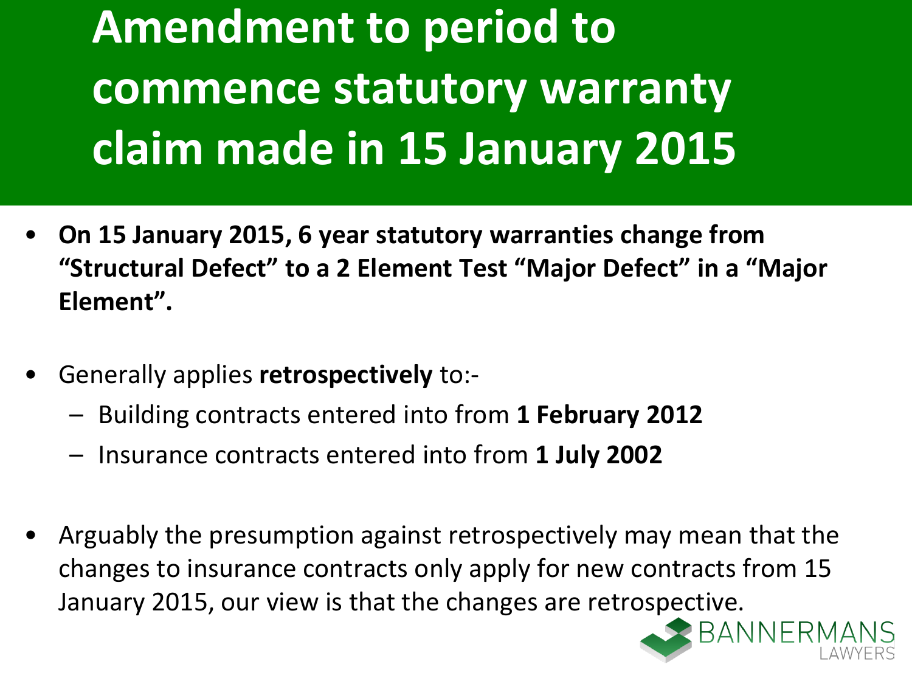# Amendment to period to commence statutory warranty claim made in 15 January 2015

- **On 15 January 2015, 6 year statutory warranties change from "Structural Defect" to a 2 Element Test "Major Defect" in a "Major Element".**
- Generally applies **retrospectively** to:-
  - Building contracts entered into from **1 February 2012**
  - Insurance contracts entered into from **1 July 2002**
- Arguably the presumption against retrospectively may mean that the changes to insurance contracts only apply for new contracts from 15 January 2015, our view is that the changes are retrospective.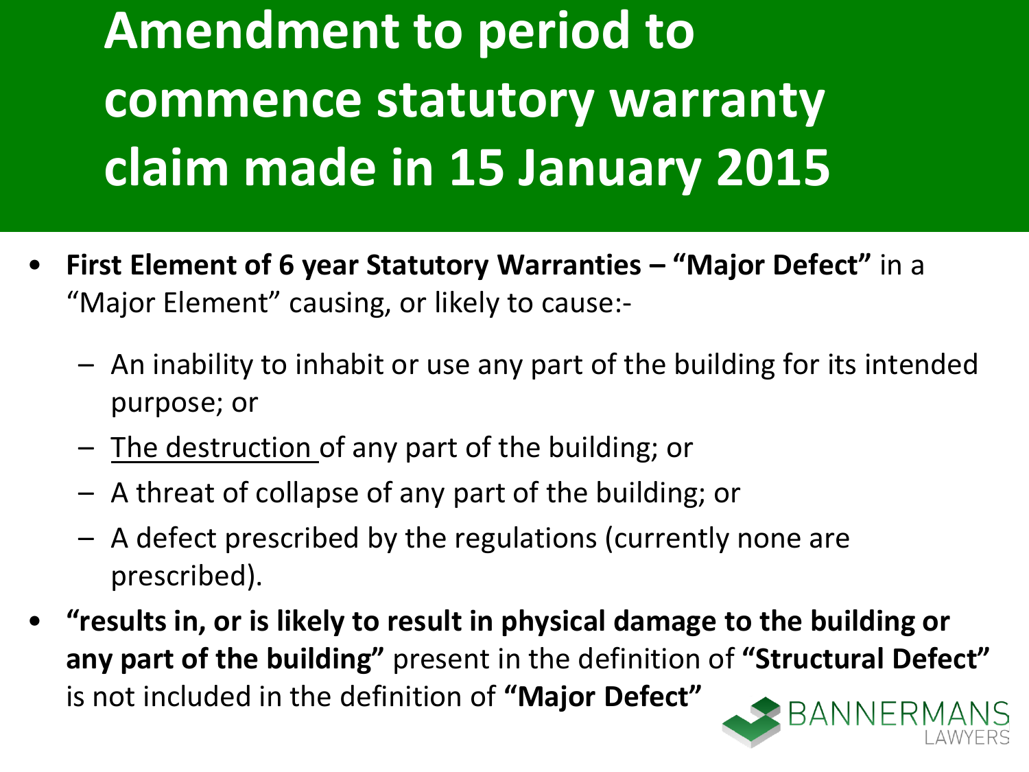# Amendment to period to commence statutory warranty claim made in 15 January 2015

- **First Element of 6 year Statutory Warranties – "Major Defect"** in a "Major Element" causing, or likely to cause:-
  - An inability to inhabit or use any part of the building for its intended purpose; or
  - <u>The destruction</u> of any part of the building; or
  - A threat of collapse of any part of the building; or
  - A defect prescribed by the regulations (currently none are prescribed).
- **"results in, or is likely to result in physical damage to the building or any part of the building"** present in the definition of **"Structural Defect"** is not included in the definition of **"Major Defect"**

BANNERMANS LAWYERS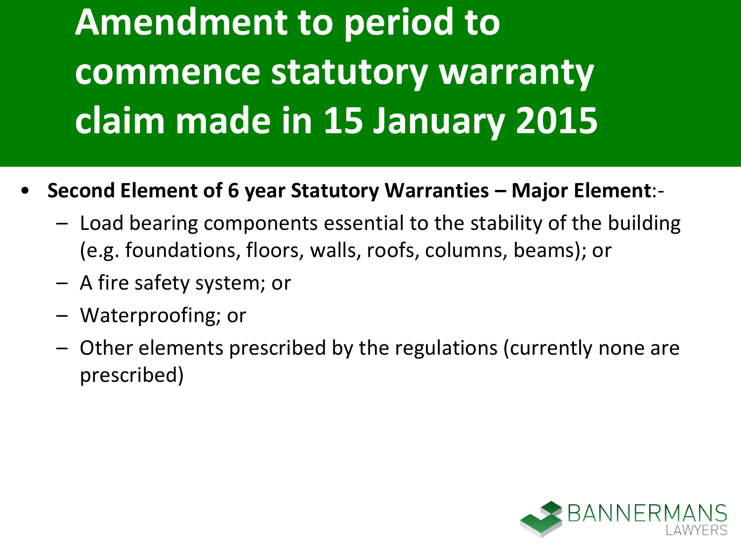# Amendment to period to commence statutory warranty claim made in 15 January 2015

- **Second Element of 6 year Statutory Warranties – Major Element**:-
  - Load bearing components essential to the stability of the building (e.g. foundations, floors, walls, roofs, columns, beams); or
  - A fire safety system; or
  - Waterproofing; or
  - Other elements prescribed by the regulations (currently none are prescribed)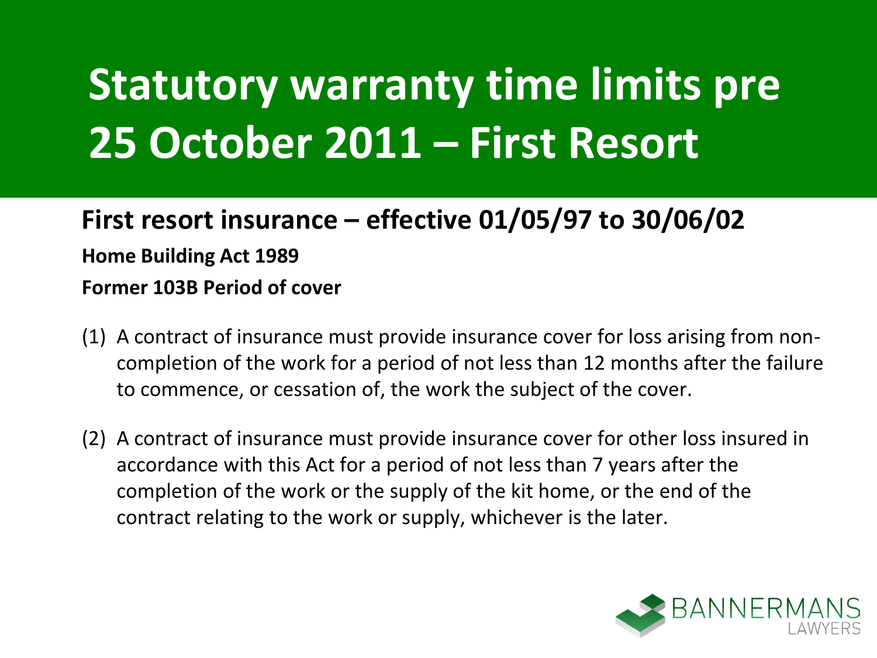# Statutory warranty time limits pre 25 October 2011 – First Resort

## First resort insurance – effective 01/05/97 to 30/06/02

**Home Building Act 1989**

**Former 103B Period of cover**

(1) A contract of insurance must provide insurance cover for loss arising from non-completion of the work for a period of not less than 12 months after the failure to commence, or cessation of, the work the subject of the cover.

(2) A contract of insurance must provide insurance cover for other loss insured in accordance with this Act for a period of not less than 7 years after the completion of the work or the supply of the kit home, or the end of the contract relating to the work or supply, whichever is the later.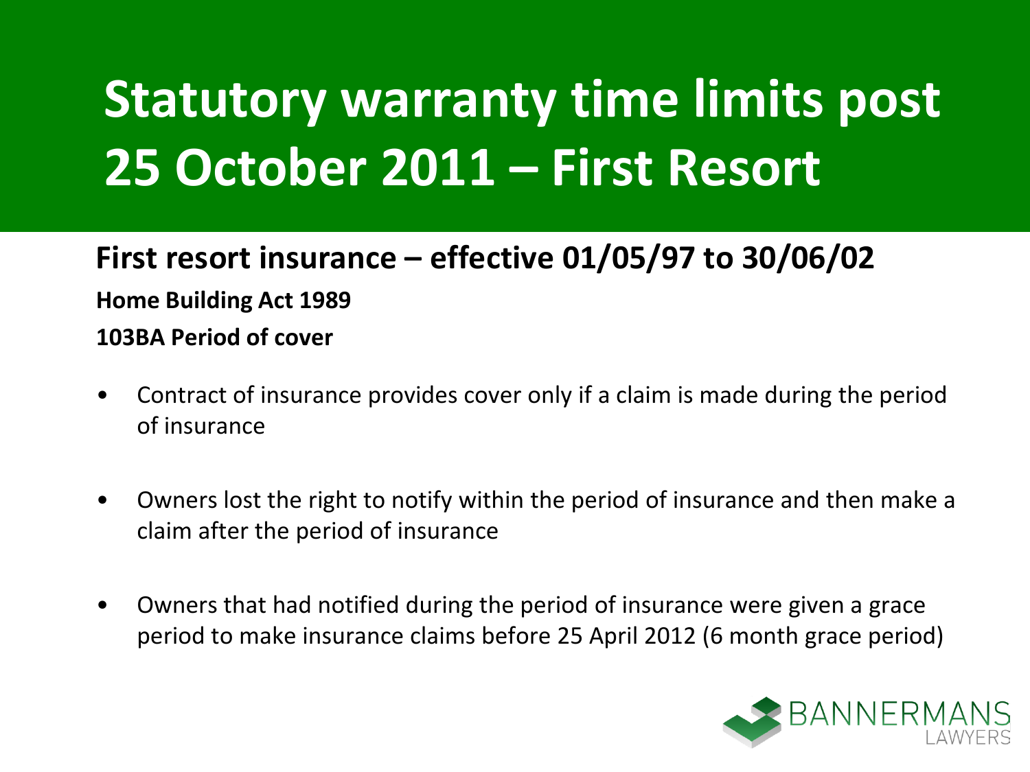# Statutory warranty time limits post 25 October 2011 – First Resort

## First resort insurance – effective 01/05/97 to 30/06/02

**Home Building Act 1989**

**103BA Period of cover**

- Contract of insurance provides cover only if a claim is made during the period of insurance
- Owners lost the right to notify within the period of insurance and then make a claim after the period of insurance
- Owners that had notified during the period of insurance were given a grace period to make insurance claims before 25 April 2012 (6 month grace period)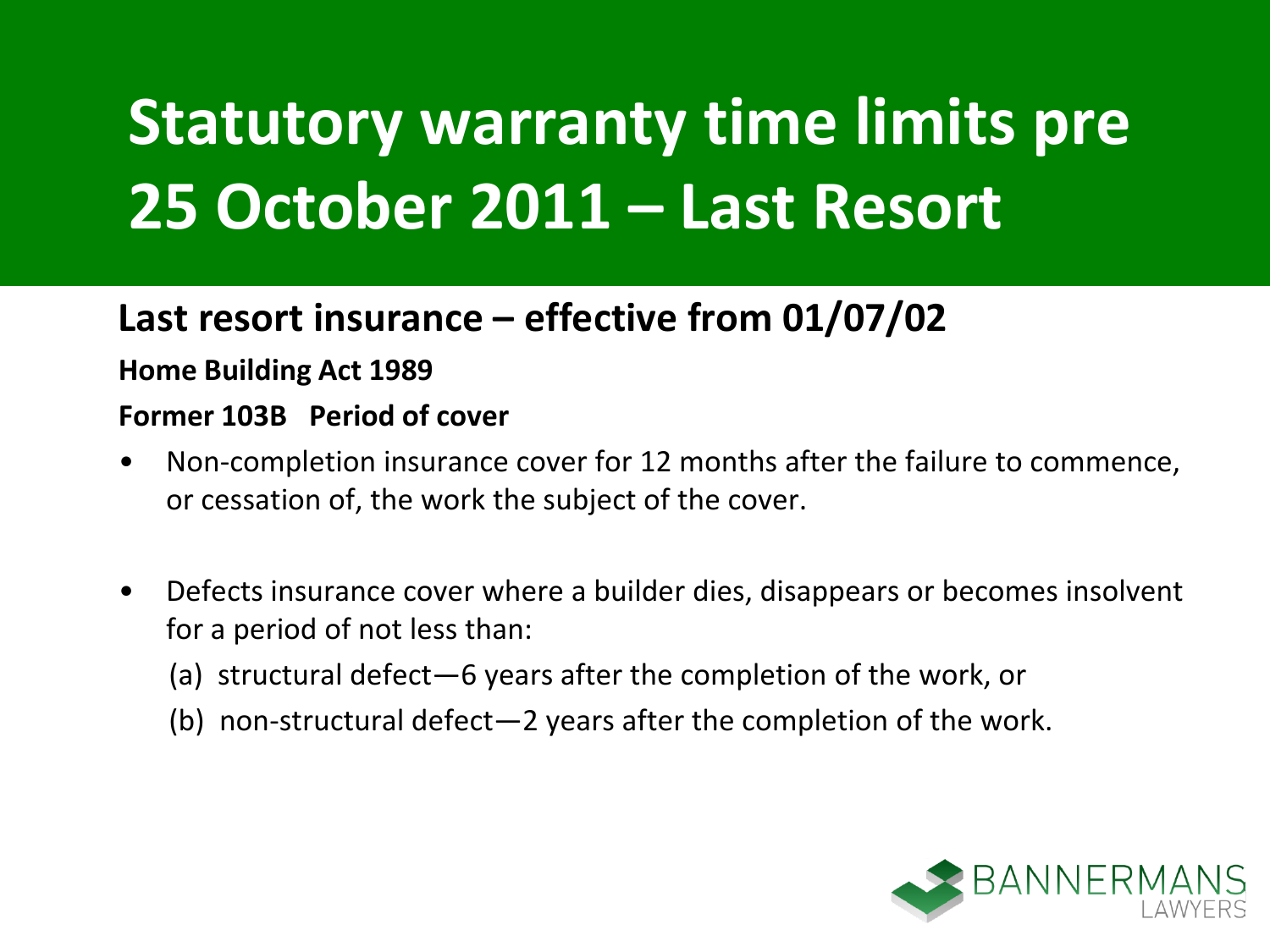# Statutory warranty time limits pre 25 October 2011 – Last Resort

## Last resort insurance – effective from 01/07/02

**Home Building Act 1989**

**Former 103B Period of cover**

- Non-completion insurance cover for 12 months after the failure to commence, or cessation of, the work the subject of the cover.
- Defects insurance cover where a builder dies, disappears or becomes insolvent for a period of not less than:
  - (a) structural defect—6 years after the completion of the work, or
  - (b) non-structural defect—2 years after the completion of the work.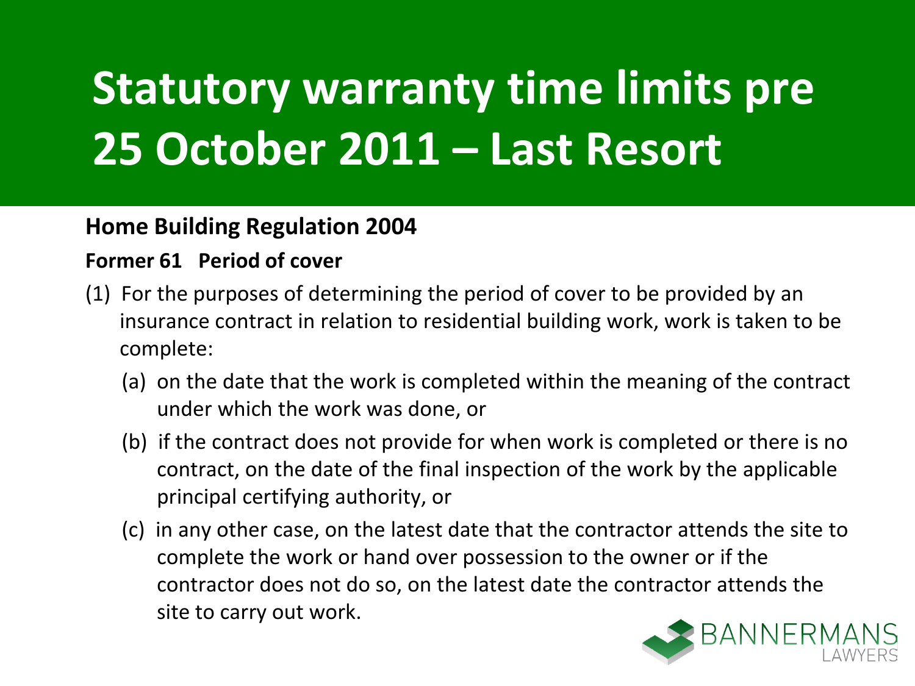# Statutory warranty time limits pre 25 October 2011 – Last Resort

**Home Building Regulation 2004**

**Former 61 Period of cover**

(1) For the purposes of determining the period of cover to be provided by an insurance contract in relation to residential building work, work is taken to be complete:

  (a) on the date that the work is completed within the meaning of the contract under which the work was done, or

  (b) if the contract does not provide for when work is completed or there is no contract, on the date of the final inspection of the work by the applicable principal certifying authority, or

  (c) in any other case, on the latest date that the contractor attends the site to complete the work or hand over possession to the owner or if the contractor does not do so, on the latest date the contractor attends the site to carry out work.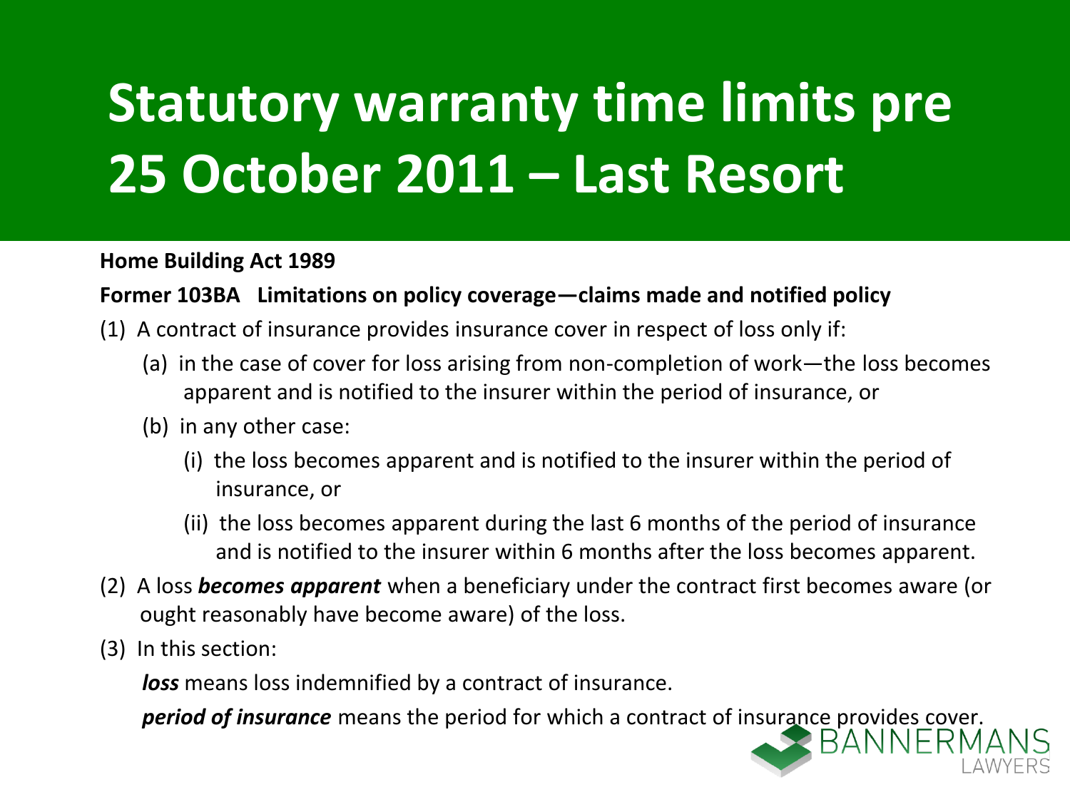# Statutory warranty time limits pre 25 October 2011 – Last Resort

**Home Building Act 1989**

**Former 103BA Limitations on policy coverage—claims made and notified policy**

(1) A contract of insurance provides insurance cover in respect of loss only if:

- (a) in the case of cover for loss arising from non-completion of work—the loss becomes apparent and is notified to the insurer within the period of insurance, or
- (b) in any other case:
  - (i) the loss becomes apparent and is notified to the insurer within the period of insurance, or
  - (ii) the loss becomes apparent during the last 6 months of the period of insurance and is notified to the insurer within 6 months after the loss becomes apparent.

(2) A loss ***becomes apparent*** when a beneficiary under the contract first becomes aware (or ought reasonably have become aware) of the loss.

(3) In this section:

***loss*** means loss indemnified by a contract of insurance.

***period of insurance*** means the period for which a contract of insurance provides cover.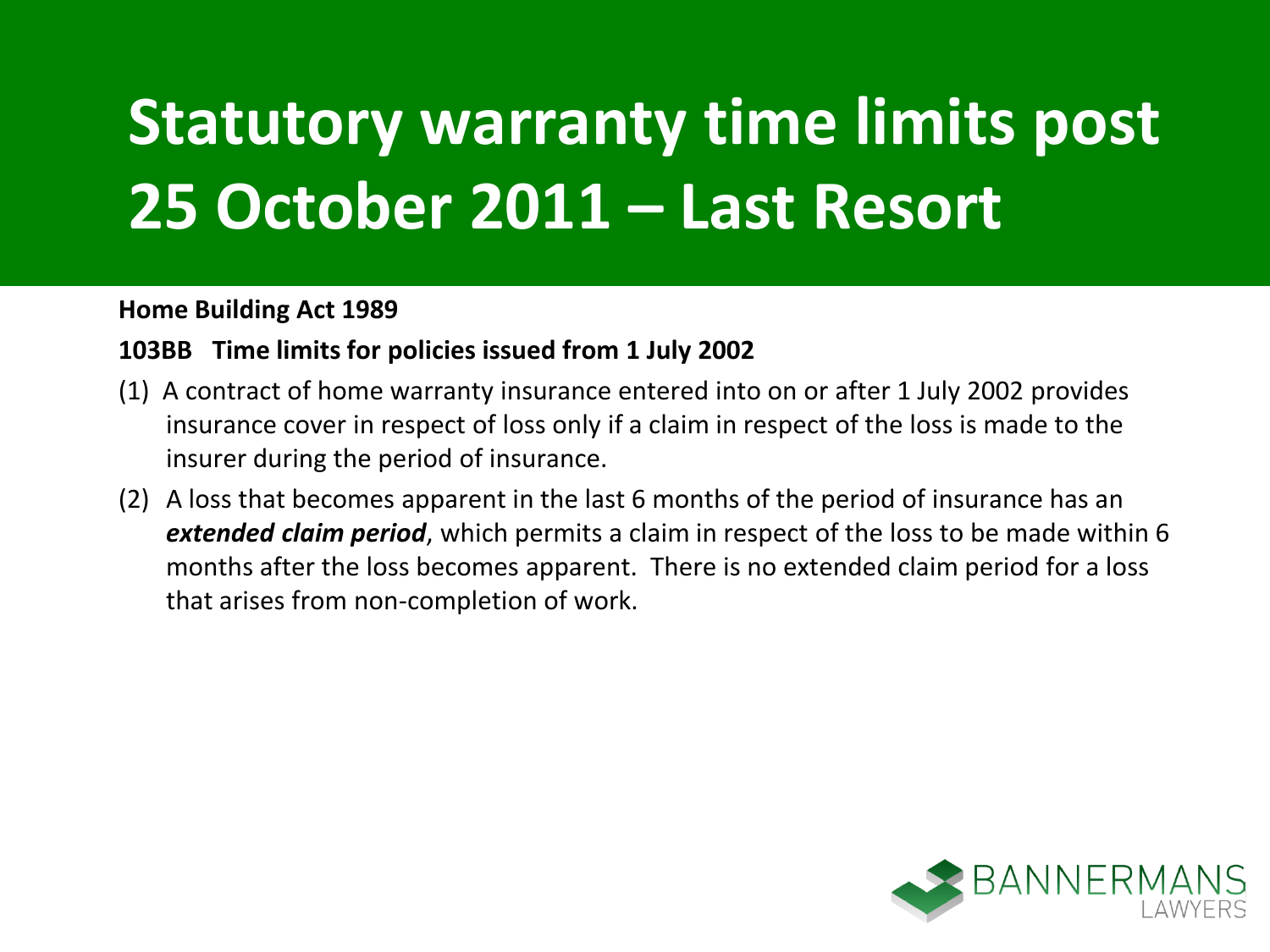# Statutory warranty time limits post 25 October 2011 – Last Resort

**Home Building Act 1989**

**103BB Time limits for policies issued from 1 July 2002**

(1) A contract of home warranty insurance entered into on or after 1 July 2002 provides insurance cover in respect of loss only if a claim in respect of the loss is made to the insurer during the period of insurance.

(2) A loss that becomes apparent in the last 6 months of the period of insurance has an ***extended claim period***, which permits a claim in respect of the loss to be made within 6 months after the loss becomes apparent. There is no extended claim period for a loss that arises from non-completion of work.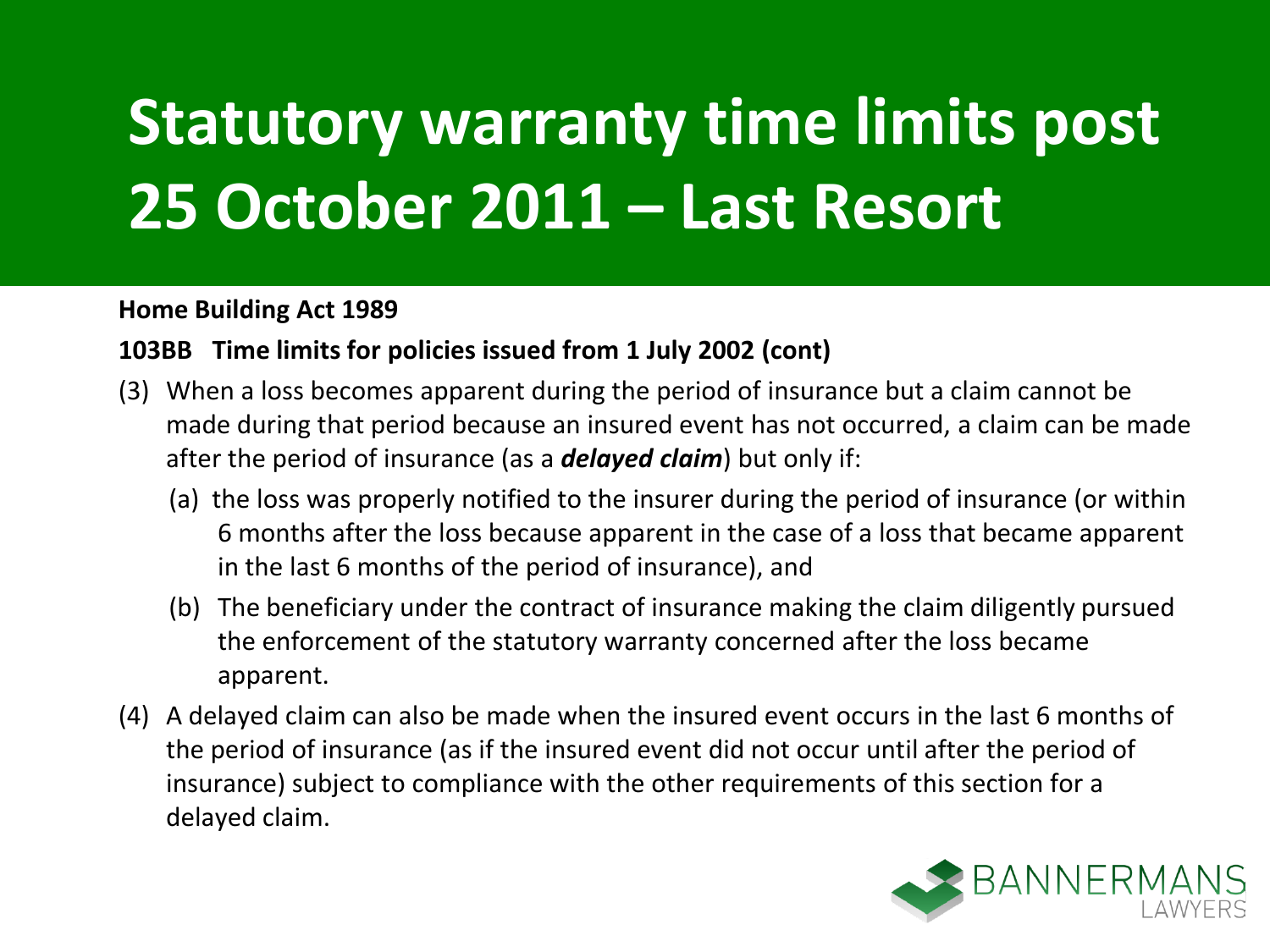# Statutory warranty time limits post 25 October 2011 – Last Resort

**Home Building Act 1989**

**103BB Time limits for policies issued from 1 July 2002 (cont)**

(3) When a loss becomes apparent during the period of insurance but a claim cannot be made during that period because an insured event has not occurred, a claim can be made after the period of insurance (as a ***delayed claim***) but only if:

   (a) the loss was properly notified to the insurer during the period of insurance (or within 6 months after the loss because apparent in the case of a loss that became apparent in the last 6 months of the period of insurance), and

   (b) The beneficiary under the contract of insurance making the claim diligently pursued the enforcement of the statutory warranty concerned after the loss became apparent.

(4) A delayed claim can also be made when the insured event occurs in the last 6 months of the period of insurance (as if the insured event did not occur until after the period of insurance) subject to compliance with the other requirements of this section for a delayed claim.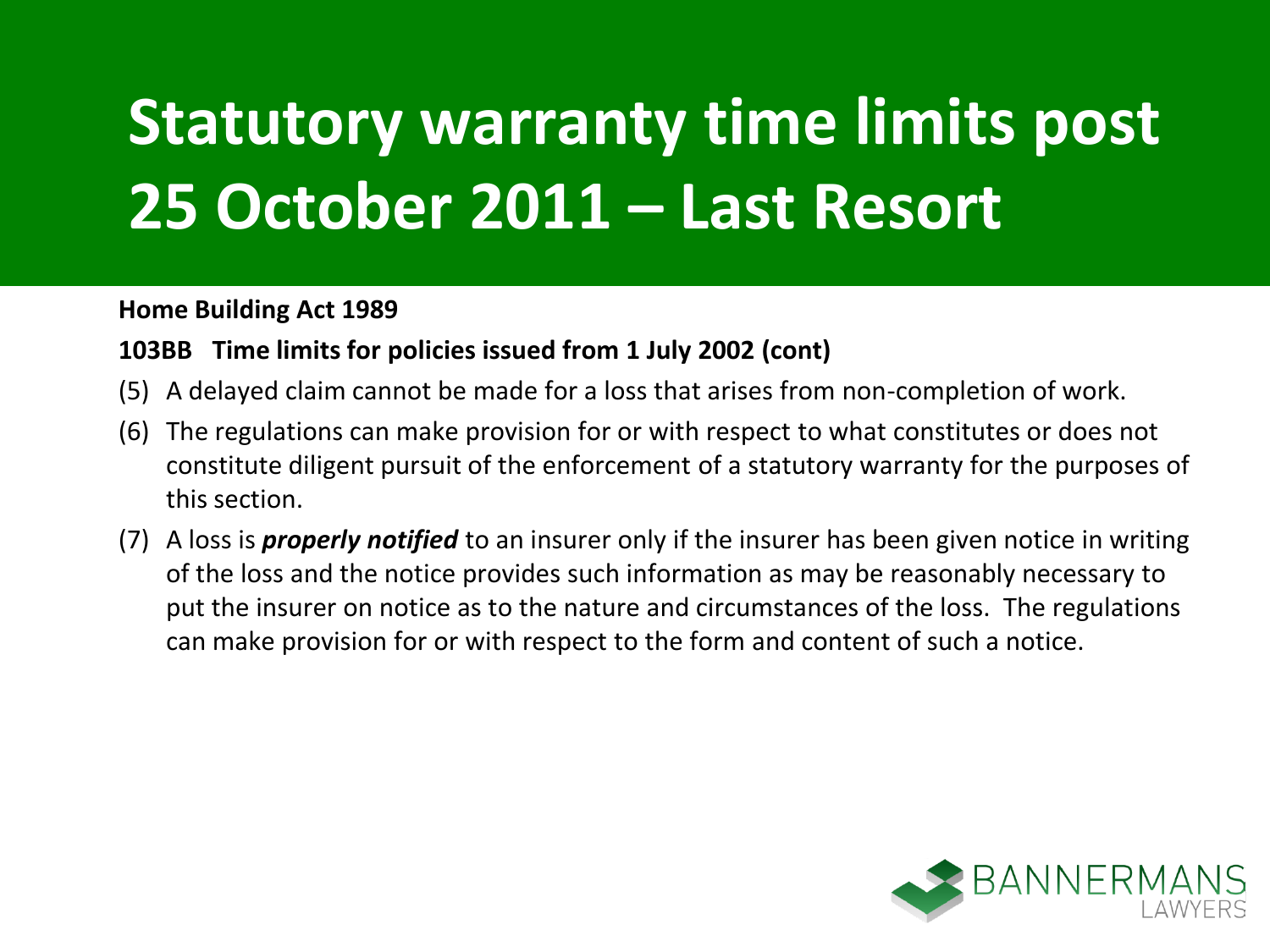# Statutory warranty time limits post 25 October 2011 – Last Resort

**Home Building Act 1989**

**103BB Time limits for policies issued from 1 July 2002 (cont)**

(5) A delayed claim cannot be made for a loss that arises from non-completion of work.

(6) The regulations can make provision for or with respect to what constitutes or does not constitute diligent pursuit of the enforcement of a statutory warranty for the purposes of this section.

(7) A loss is ***properly notified*** to an insurer only if the insurer has been given notice in writing of the loss and the notice provides such information as may be reasonably necessary to put the insurer on notice as to the nature and circumstances of the loss. The regulations can make provision for or with respect to the form and content of such a notice.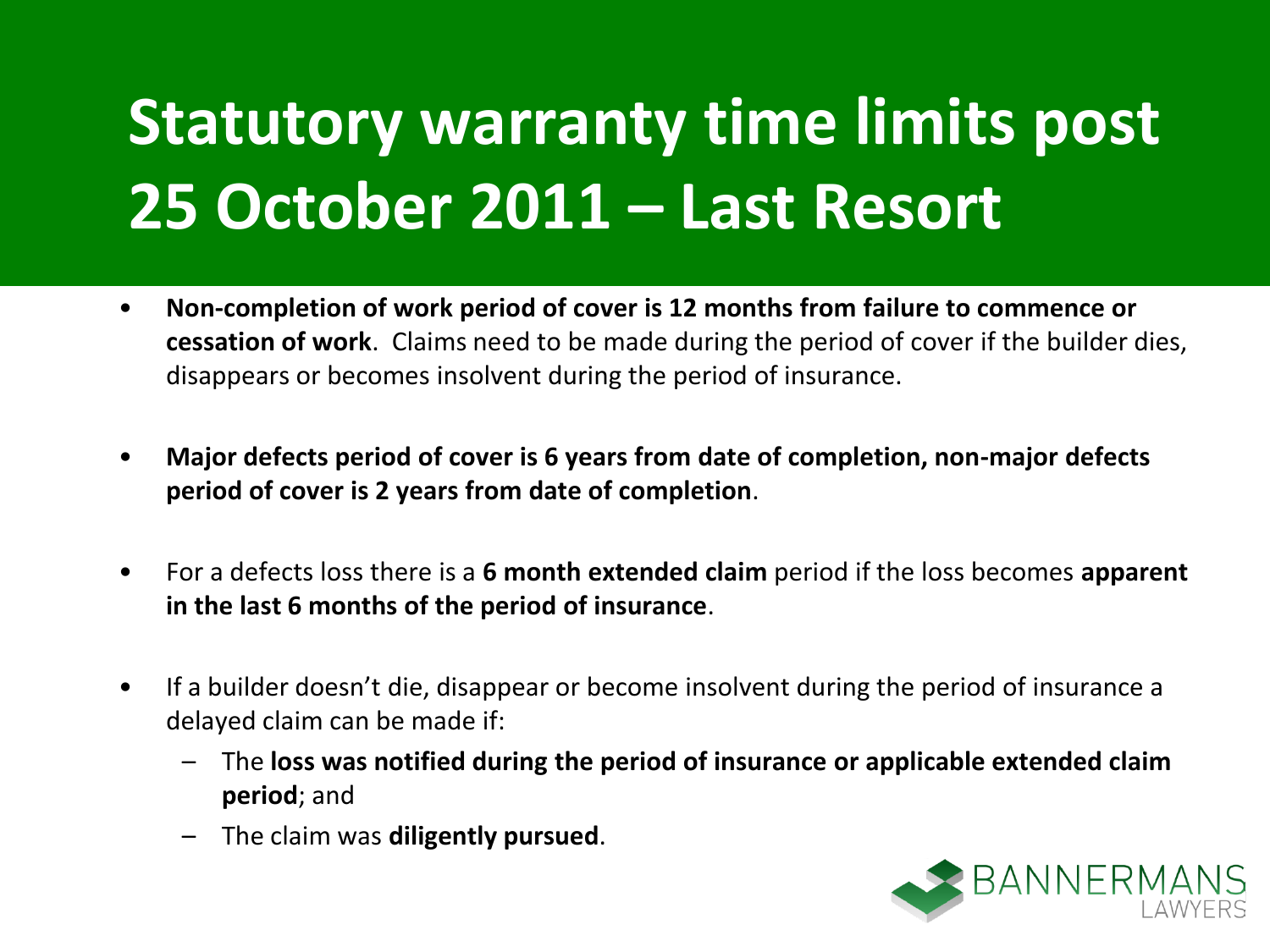# Statutory warranty time limits post 25 October 2011 – Last Resort

- **Non-completion of work period of cover is 12 months from failure to commence or cessation of work**. Claims need to be made during the period of cover if the builder dies, disappears or becomes insolvent during the period of insurance.
- **Major defects period of cover is 6 years from date of completion, non-major defects period of cover is 2 years from date of completion**.
- For a defects loss there is a **6 month extended claim** period if the loss becomes **apparent in the last 6 months of the period of insurance**.
- If a builder doesn't die, disappear or become insolvent during the period of insurance a delayed claim can be made if:
  - The **loss was notified during the period of insurance or applicable extended claim period**; and
  - The claim was **diligently pursued**.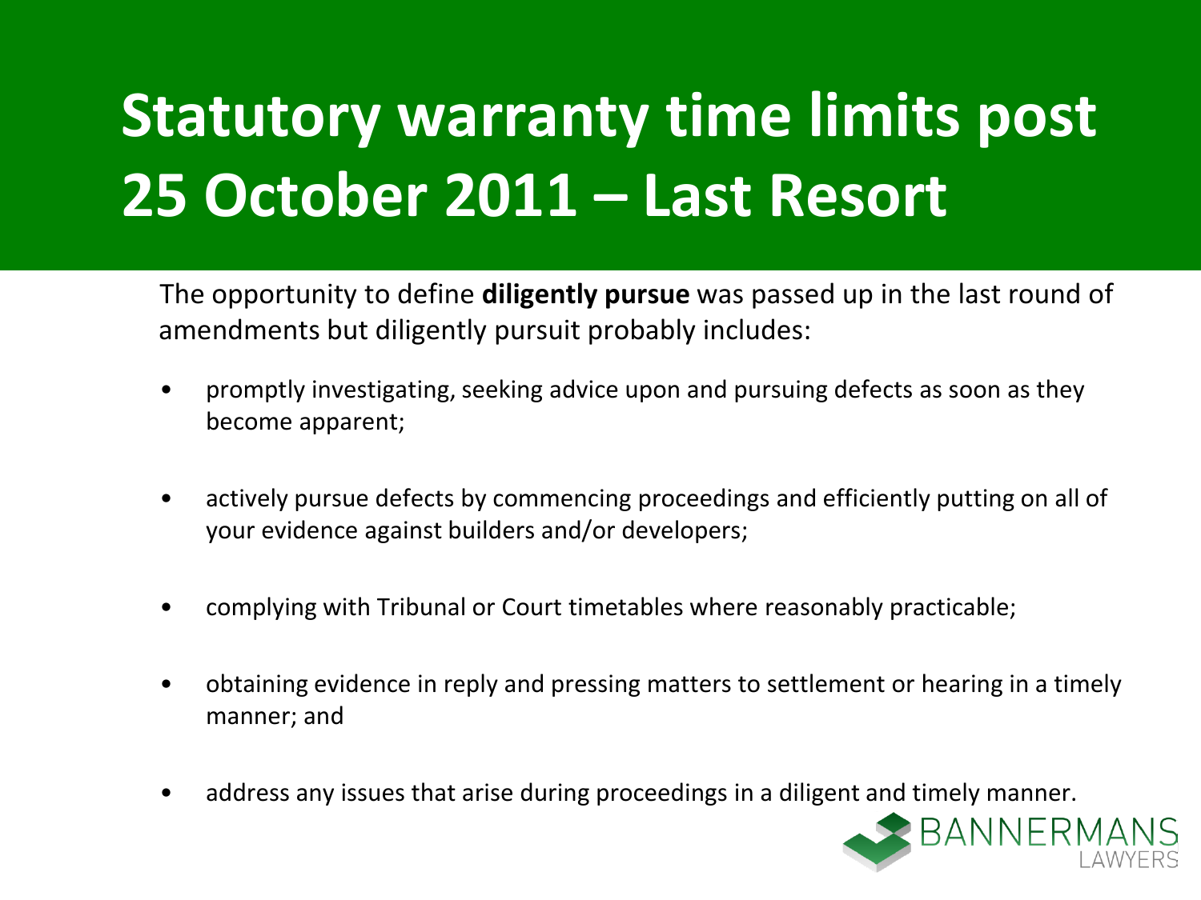# Statutory warranty time limits post 25 October 2011 – Last Resort

The opportunity to define **diligently pursue** was passed up in the last round of amendments but diligently pursuit probably includes:

- promptly investigating, seeking advice upon and pursuing defects as soon as they become apparent;
- actively pursue defects by commencing proceedings and efficiently putting on all of your evidence against builders and/or developers;
- complying with Tribunal or Court timetables where reasonably practicable;
- obtaining evidence in reply and pressing matters to settlement or hearing in a timely manner; and
- address any issues that arise during proceedings in a diligent and timely manner.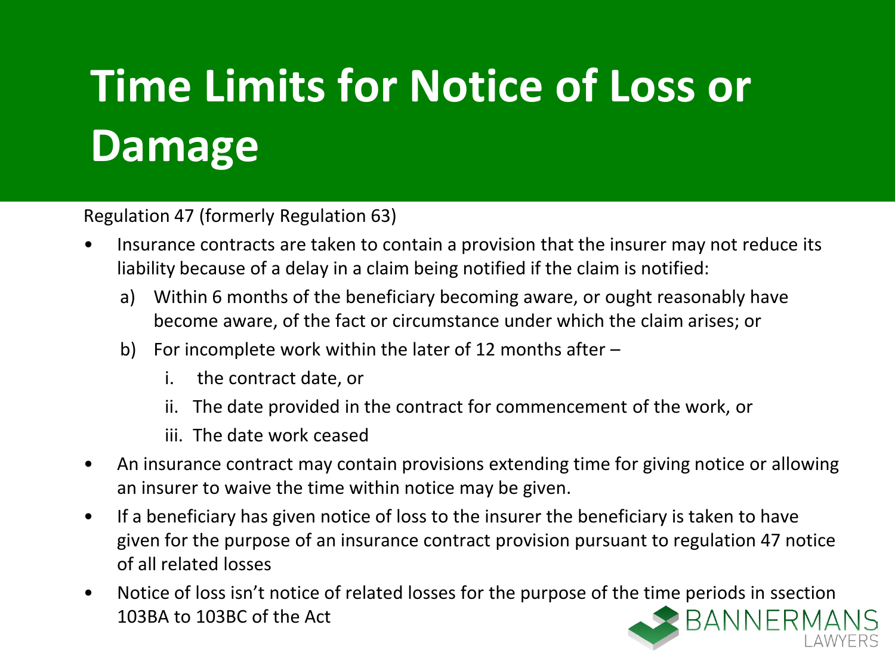# Time Limits for Notice of Loss or Damage

Regulation 47 (formerly Regulation 63)

- Insurance contracts are taken to contain a provision that the insurer may not reduce its liability because of a delay in a claim being notified if the claim is notified:
  a) Within 6 months of the beneficiary becoming aware, or ought reasonably have become aware, of the fact or circumstance under which the claim arises; or
  b) For incomplete work within the later of 12 months after –
     i. the contract date, or
     ii. The date provided in the contract for commencement of the work, or
     iii. The date work ceased
- An insurance contract may contain provisions extending time for giving notice or allowing an insurer to waive the time within notice may be given.
- If a beneficiary has given notice of loss to the insurer the beneficiary is taken to have given for the purpose of an insurance contract provision pursuant to regulation 47 notice of all related losses
- Notice of loss isn't notice of related losses for the purpose of the time periods in ssection 103BA to 103BC of the Act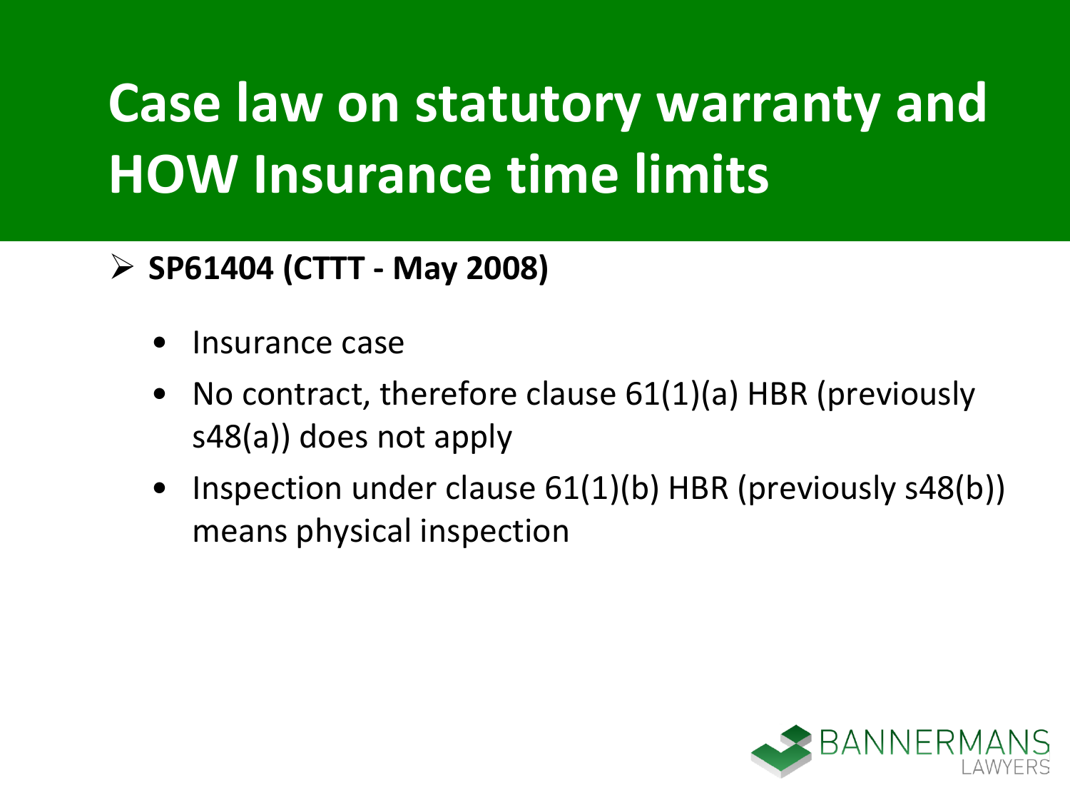# Case law on statutory warranty and HOW Insurance time limits

- **SP61404 (CTTT - May 2008)**
  - Insurance case
  - No contract, therefore clause 61(1)(a) HBR (previously s48(a)) does not apply
  - Inspection under clause 61(1)(b) HBR (previously s48(b)) means physical inspection

BANNERMANS LAWYERS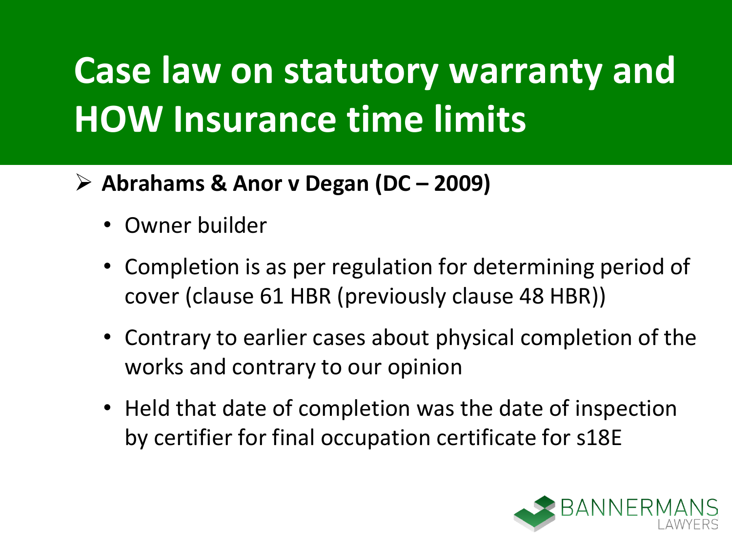# Case law on statutory warranty and HOW Insurance time limits

- **Abrahams & Anor v Degan (DC – 2009)**
  - Owner builder
  - Completion is as per regulation for determining period of cover (clause 61 HBR (previously clause 48 HBR))
  - Contrary to earlier cases about physical completion of the works and contrary to our opinion
  - Held that date of completion was the date of inspection by certifier for final occupation certificate for s18E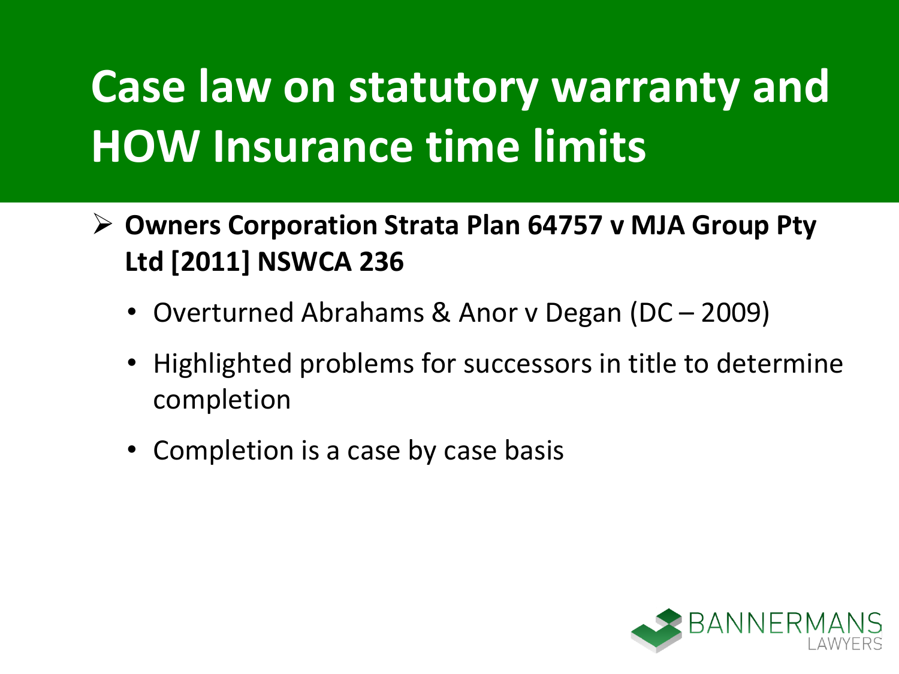# Case law on statutory warranty and HOW Insurance time limits

- **Owners Corporation Strata Plan 64757 v MJA Group Pty Ltd [2011] NSWCA 236**
  - Overturned Abrahams & Anor v Degan (DC – 2009)
  - Highlighted problems for successors in title to determine completion
  - Completion is a case by case basis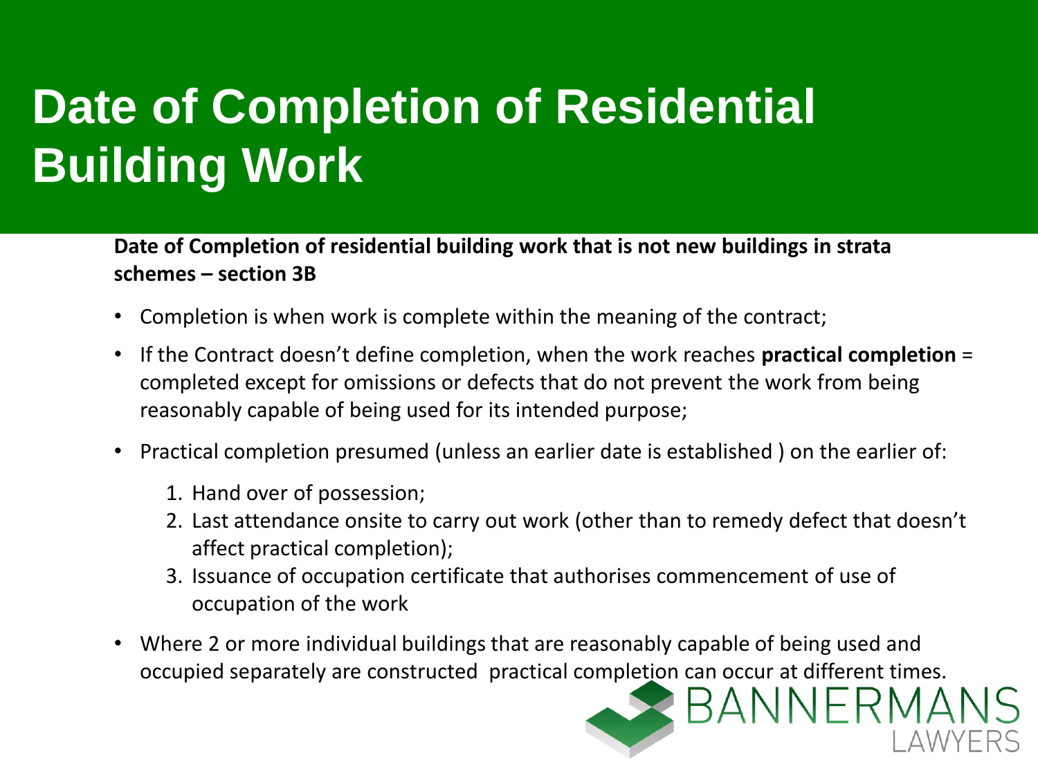# Date of Completion of Residential Building Work

**Date of Completion of residential building work that is not new buildings in strata schemes – section 3B**

- Completion is when work is complete within the meaning of the contract;
- If the Contract doesn't define completion, when the work reaches **practical completion** = completed except for omissions or defects that do not prevent the work from being reasonably capable of being used for its intended purpose;
- Practical completion presumed (unless an earlier date is established ) on the earlier of:
  1. Hand over of possession;
  2. Last attendance onsite to carry out work (other than to remedy defect that doesn't affect practical completion);
  3. Issuance of occupation certificate that authorises commencement of use of occupation of the work
- Where 2 or more individual buildings that are reasonably capable of being used and occupied separately are constructed practical completion can occur at different times.

BANNERMANS LAWYERS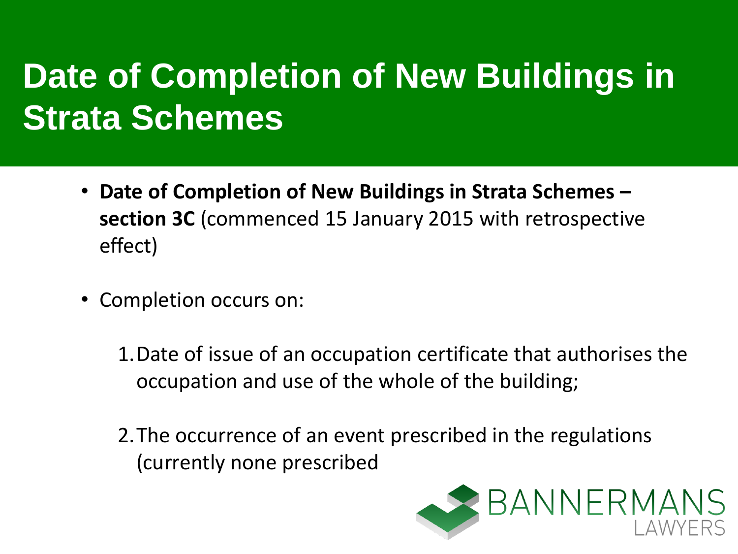# Date of Completion of New Buildings in Strata Schemes

- **Date of Completion of New Buildings in Strata Schemes – section 3C** (commenced 15 January 2015 with retrospective effect)

- Completion occurs on:

  1. Date of issue of an occupation certificate that authorises the occupation and use of the whole of the building;

  2. The occurrence of an event prescribed in the regulations (currently none prescribed

BANNERMANS LAWYERS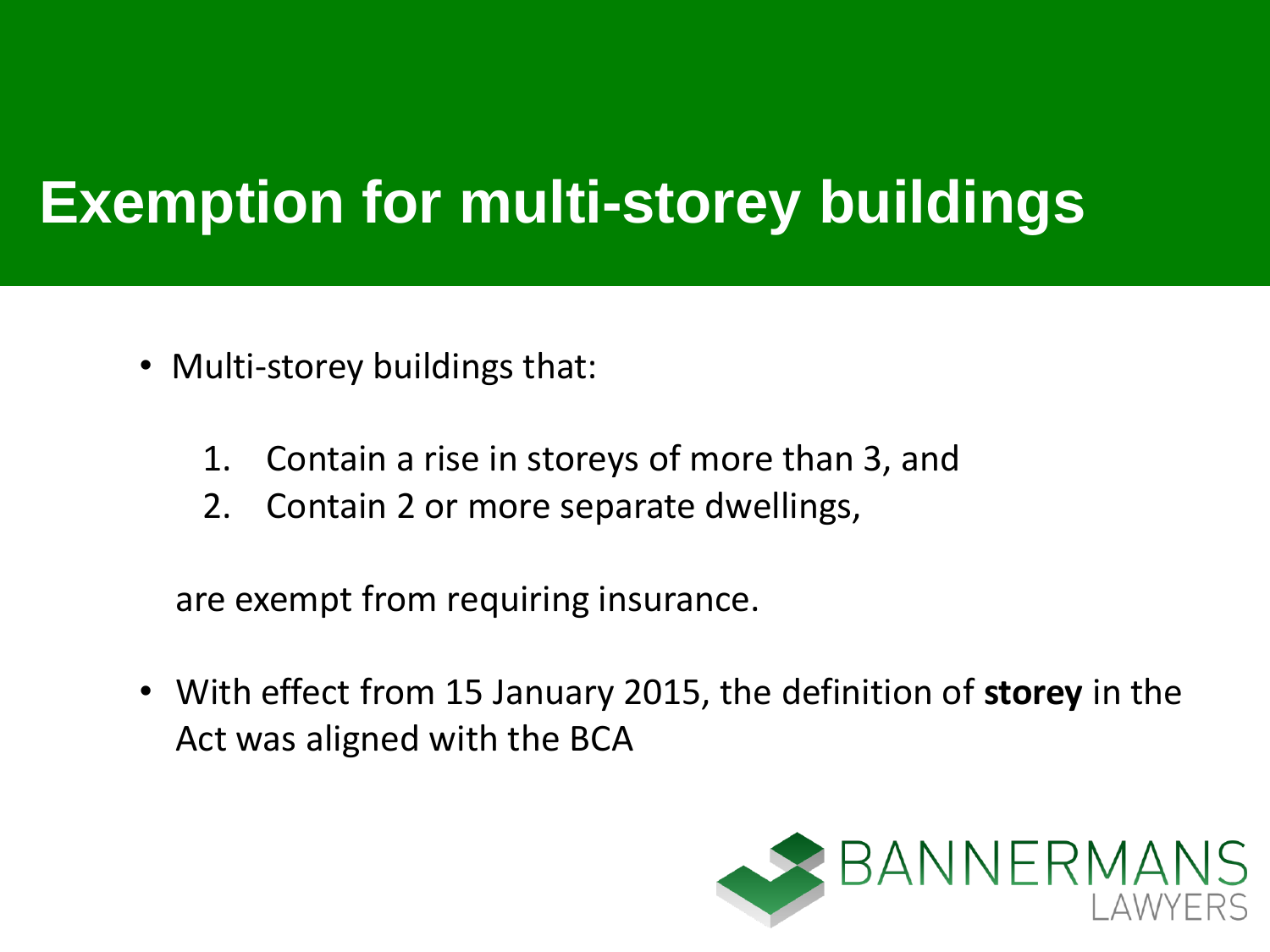# Exemption for multi-storey buildings

- Multi-storey buildings that:

  1. Contain a rise in storeys of more than 3, and
  2. Contain 2 or more separate dwellings,

  are exempt from requiring insurance.

- With effect from 15 January 2015, the definition of **storey** in the Act was aligned with the BCA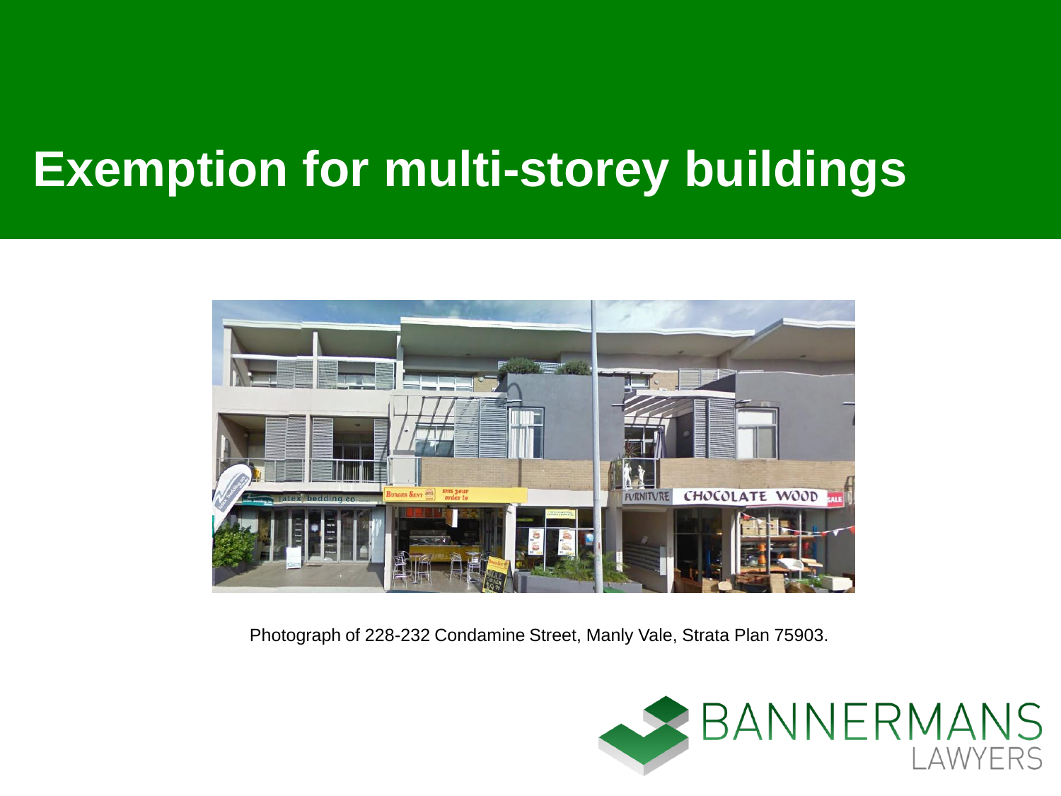# Exemption for multi-storey buildings

Photograph of 228-232 Condamine Street, Manly Vale, Strata Plan 75903.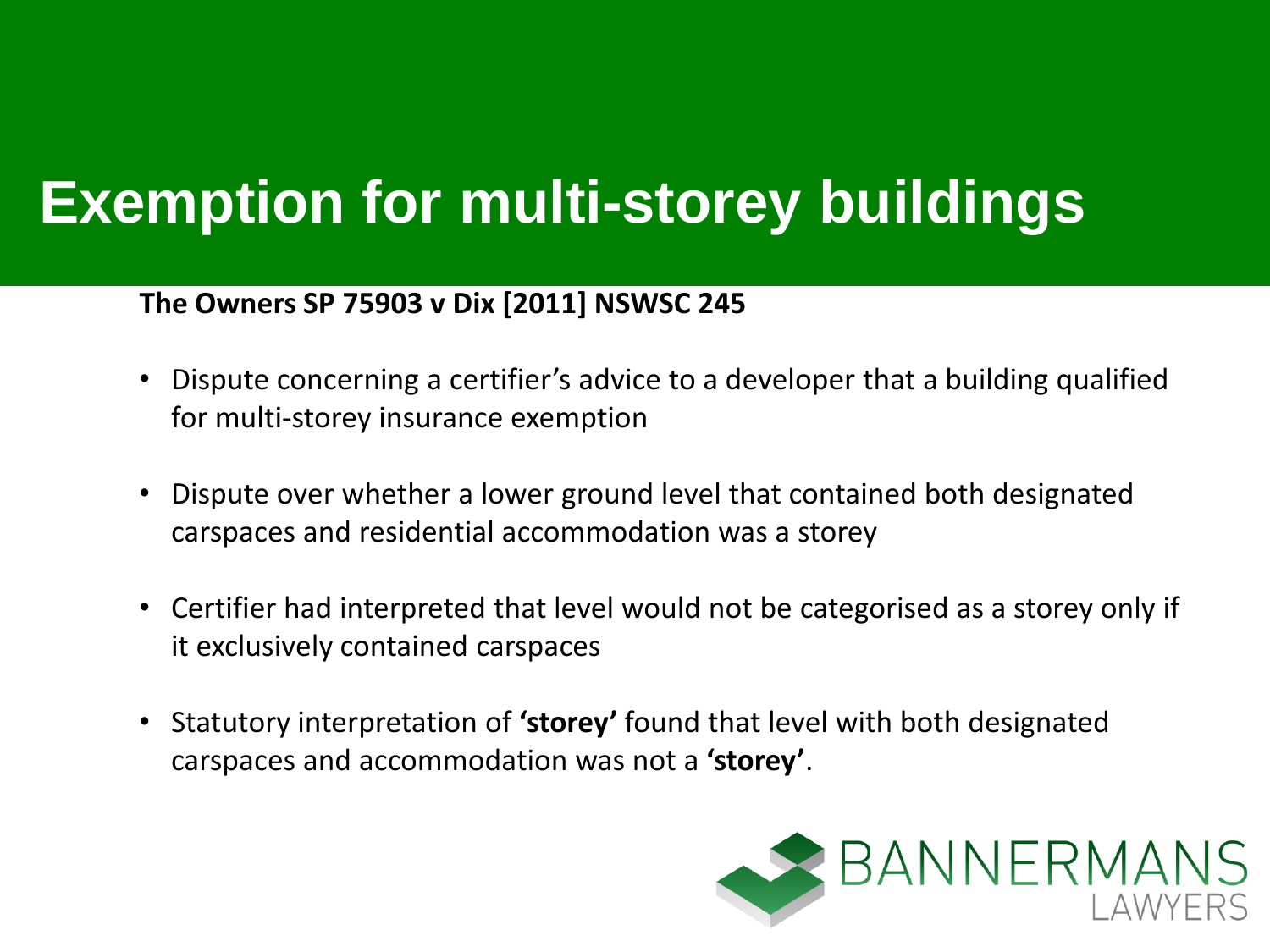# Exemption for multi-storey buildings

**The Owners SP 75903 v Dix [2011] NSWSC 245**

- Dispute concerning a certifier's advice to a developer that a building qualified for multi-storey insurance exemption
- Dispute over whether a lower ground level that contained both designated carspaces and residential accommodation was a storey
- Certifier had interpreted that level would not be categorised as a storey only if it exclusively contained carspaces
- Statutory interpretation of **'storey'** found that level with both designated carspaces and accommodation was not a **'storey'**.

BANNERMANS LAWYERS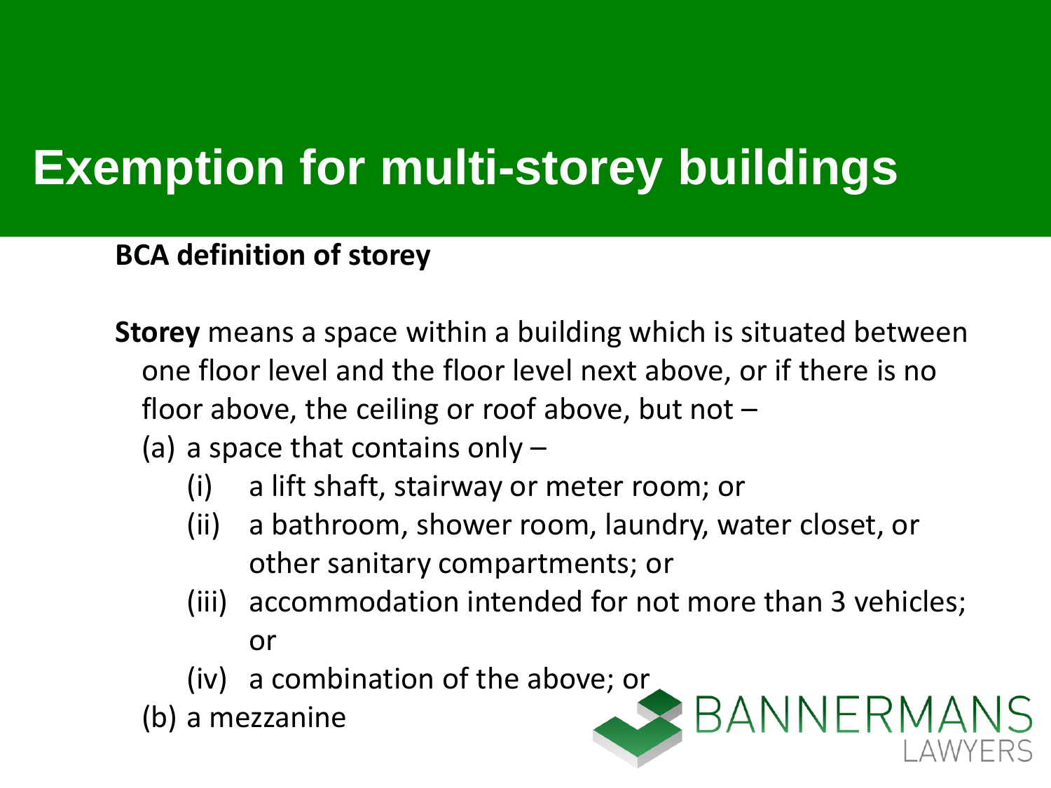# Exemption for multi-storey buildings

**BCA definition of storey**

**Storey** means a space within a building which is situated between one floor level and the floor level next above, or if there is no floor above, the ceiling or roof above, but not –

(a) a space that contains only –

- (i) a lift shaft, stairway or meter room; or
- (ii) a bathroom, shower room, laundry, water closet, or other sanitary compartments; or
- (iii) accommodation intended for not more than 3 vehicles; or
- (iv) a combination of the above; or

(b) a mezzanine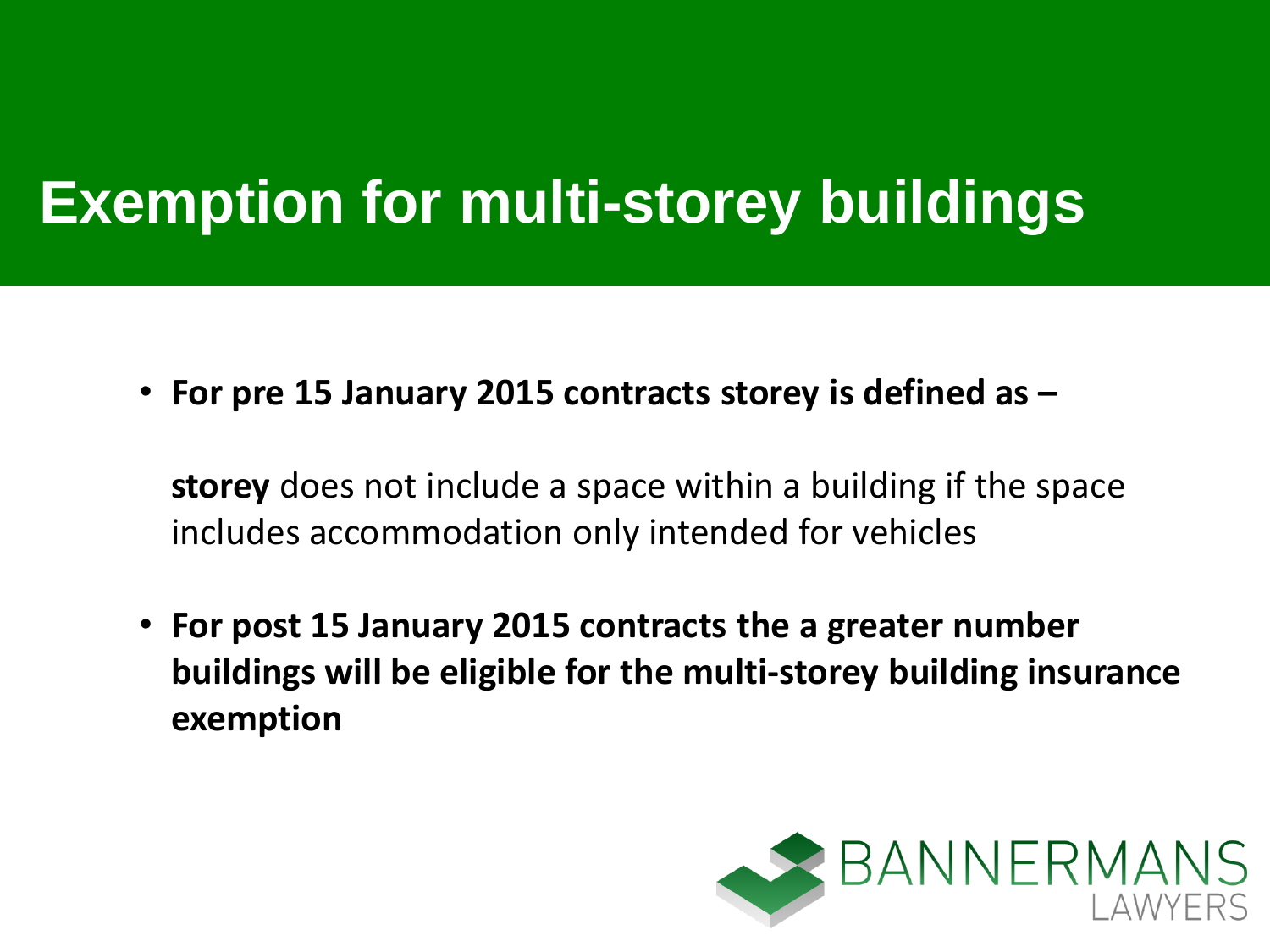# Exemption for multi-storey buildings

- **For pre 15 January 2015 contracts storey is defined as –**

  **storey** does not include a space within a building if the space includes accommodation only intended for vehicles

- **For post 15 January 2015 contracts the a greater number buildings will be eligible for the multi-storey building insurance exemption**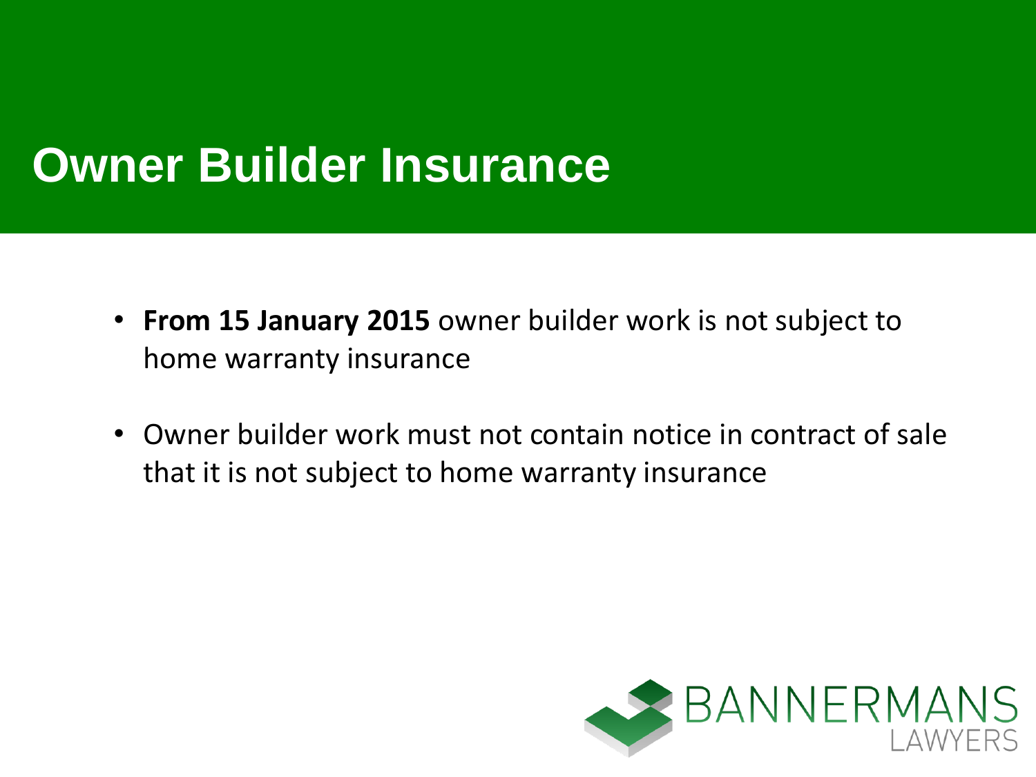# Owner Builder Insurance

- **From 15 January 2015** owner builder work is not subject to home warranty insurance
- Owner builder work must not contain notice in contract of sale that it is not subject to home warranty insurance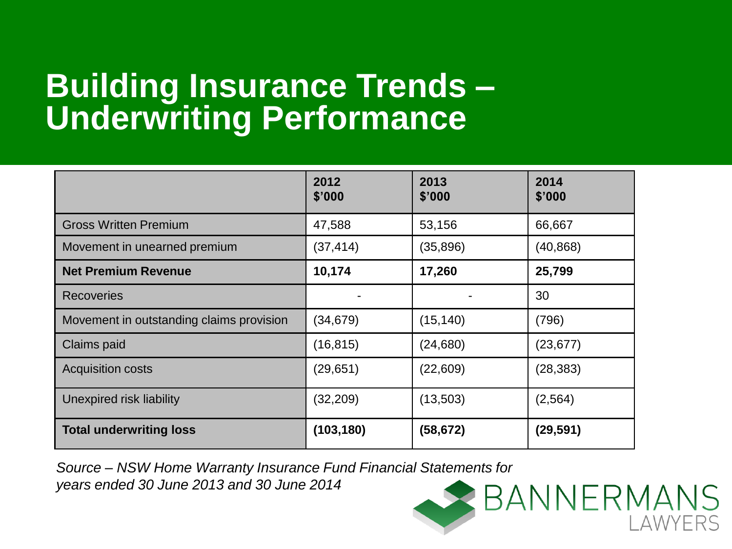# Building Insurance Trends – Underwriting Performance

| | 2012 $'000 | 2013 $'000 | 2014 $'000 |
|---|---|---|---|
| Gross Written Premium | 47,588 | 53,156 | 66,667 |
| Movement in unearned premium | (37,414) | (35,896) | (40,868) |
| **Net Premium Revenue** | **10,174** | **17,260** | **25,799** |
| Recoveries | - | - | 30 |
| Movement in outstanding claims provision | (34,679) | (15,140) | (796) |
| Claims paid | (16,815) | (24,680) | (23,677) |
| Acquisition costs | (29,651) | (22,609) | (28,383) |
| Unexpired risk liability | (32,209) | (13,503) | (2,564) |
| **Total underwriting loss** | **(103,180)** | **(58,672)** | **(29,591)** |

*Source – NSW Home Warranty Insurance Fund Financial Statements for years ended 30 June 2013 and 30 June 2014*

BANNERMANS LAWYERS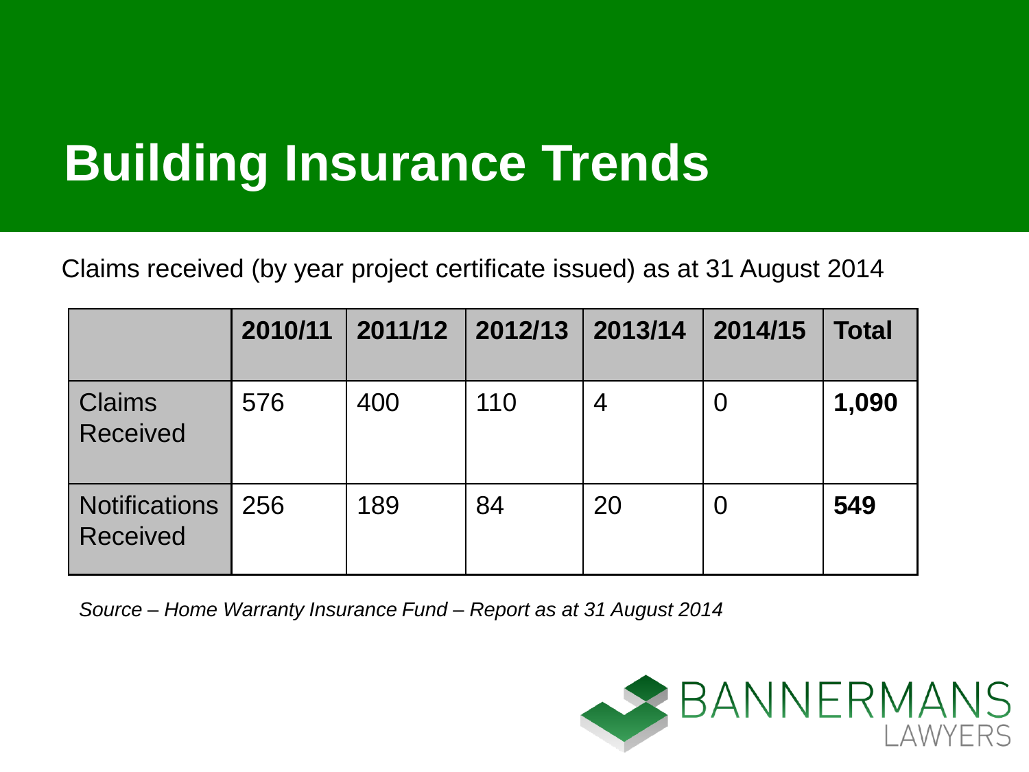# Building Insurance Trends

Claims received (by year project certificate issued) as at 31 August 2014

| | 2010/11 | 2011/12 | 2012/13 | 2013/14 | 2014/15 | Total |
|---|---|---|---|---|---|---|
| Claims Received | 576 | 400 | 110 | 4 | 0 | **1,090** |
| Notifications Received | 256 | 189 | 84 | 20 | 0 | **549** |

*Source – Home Warranty Insurance Fund – Report as at 31 August 2014*

BANNERMANS LAWYERS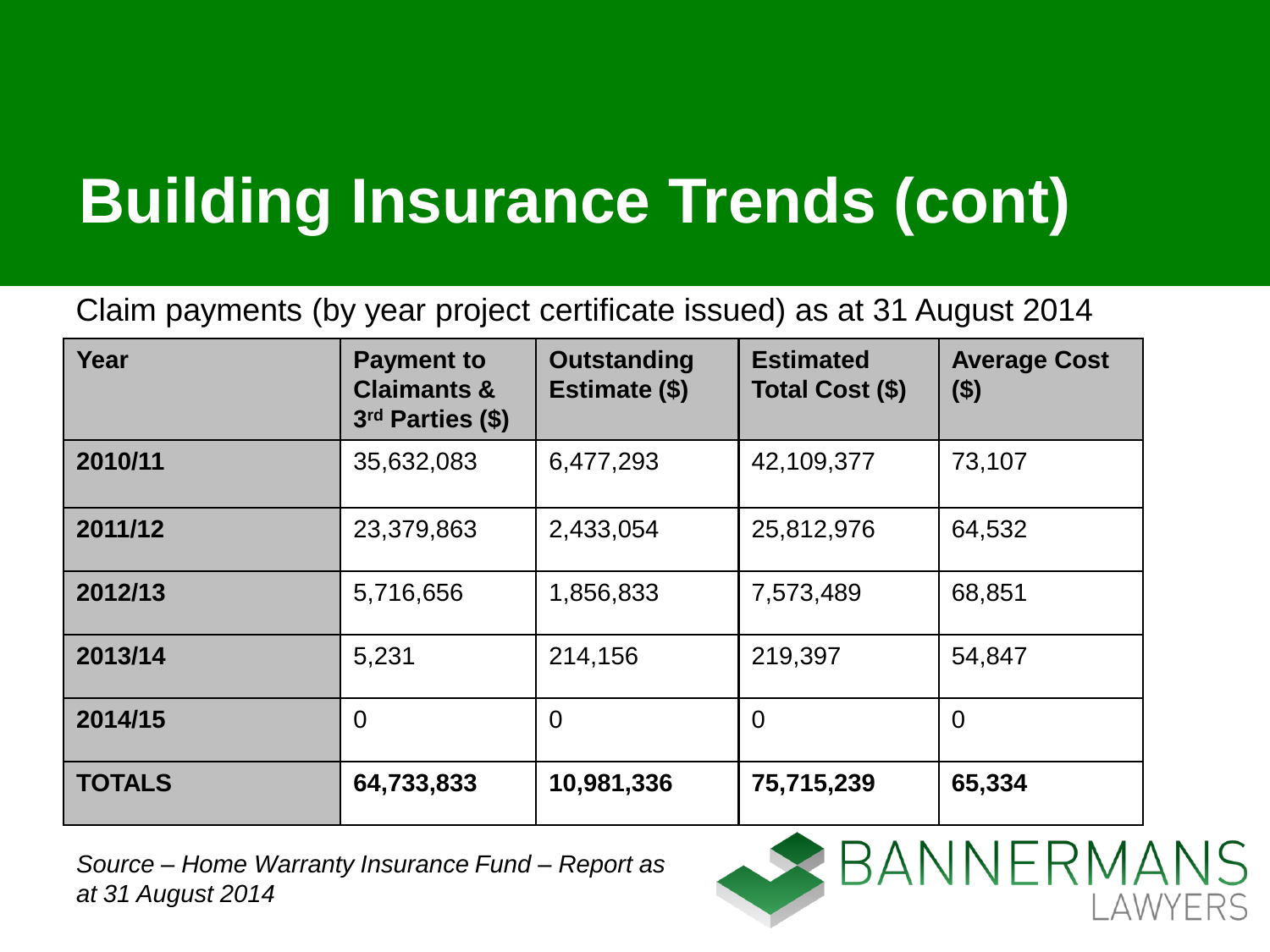# Building Insurance Trends (cont)

Claim payments (by year project certificate issued) as at 31 August 2014

| Year | Payment to Claimants & 3rd Parties ($) | Outstanding Estimate ($) | Estimated Total Cost ($) | Average Cost ($) |
|---|---|---|---|---|
| **2010/11** | 35,632,083 | 6,477,293 | 42,109,377 | 73,107 |
| **2011/12** | 23,379,863 | 2,433,054 | 25,812,976 | 64,532 |
| **2012/13** | 5,716,656 | 1,856,833 | 7,573,489 | 68,851 |
| **2013/14** | 5,231 | 214,156 | 219,397 | 54,847 |
| **2014/15** | 0 | 0 | 0 | 0 |
| **TOTALS** | **64,733,833** | **10,981,336** | **75,715,239** | **65,334** |

*Source – Home Warranty Insurance Fund – Report as at 31 August 2014*

BANNERMANS LAWYERS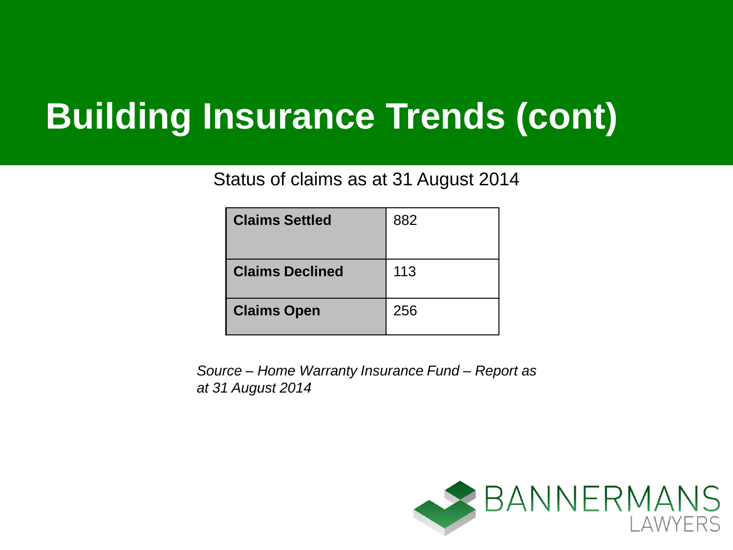# Building Insurance Trends (cont)

Status of claims as at 31 August 2014

| | |
|---|---|
| **Claims Settled** | 882 |
| **Claims Declined** | 113 |
| **Claims Open** | 256 |

*Source – Home Warranty Insurance Fund – Report as at 31 August 2014*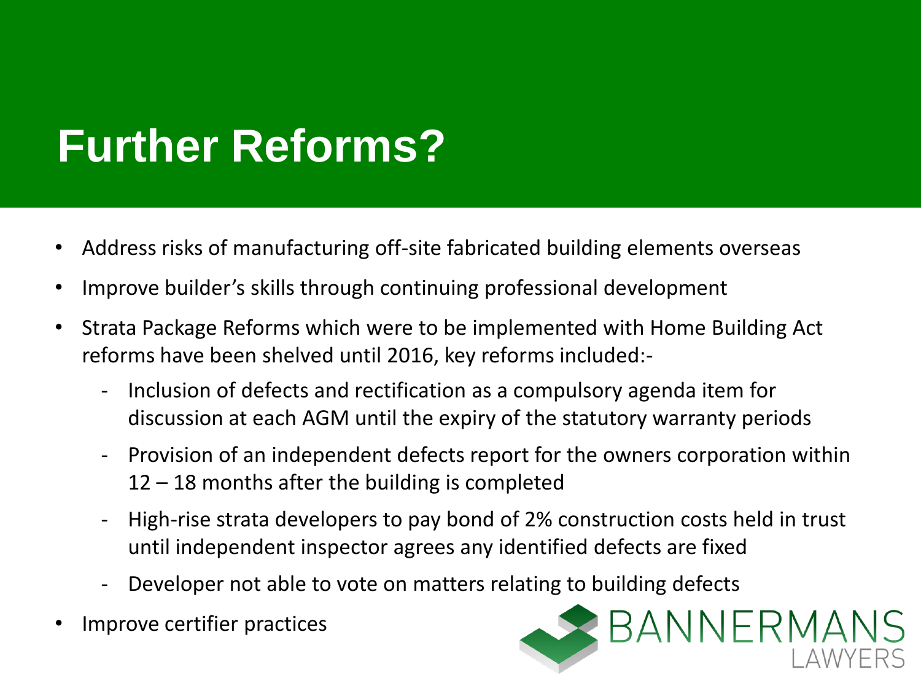# Further Reforms?

- Address risks of manufacturing off-site fabricated building elements overseas
- Improve builder's skills through continuing professional development
- Strata Package Reforms which were to be implemented with Home Building Act reforms have been shelved until 2016, key reforms included:-
  - Inclusion of defects and rectification as a compulsory agenda item for discussion at each AGM until the expiry of the statutory warranty periods
  - Provision of an independent defects report for the owners corporation within 12 – 18 months after the building is completed
  - High-rise strata developers to pay bond of 2% construction costs held in trust until independent inspector agrees any identified defects are fixed
  - Developer not able to vote on matters relating to building defects
- Improve certifier practices

BANNERMANS LAWYERS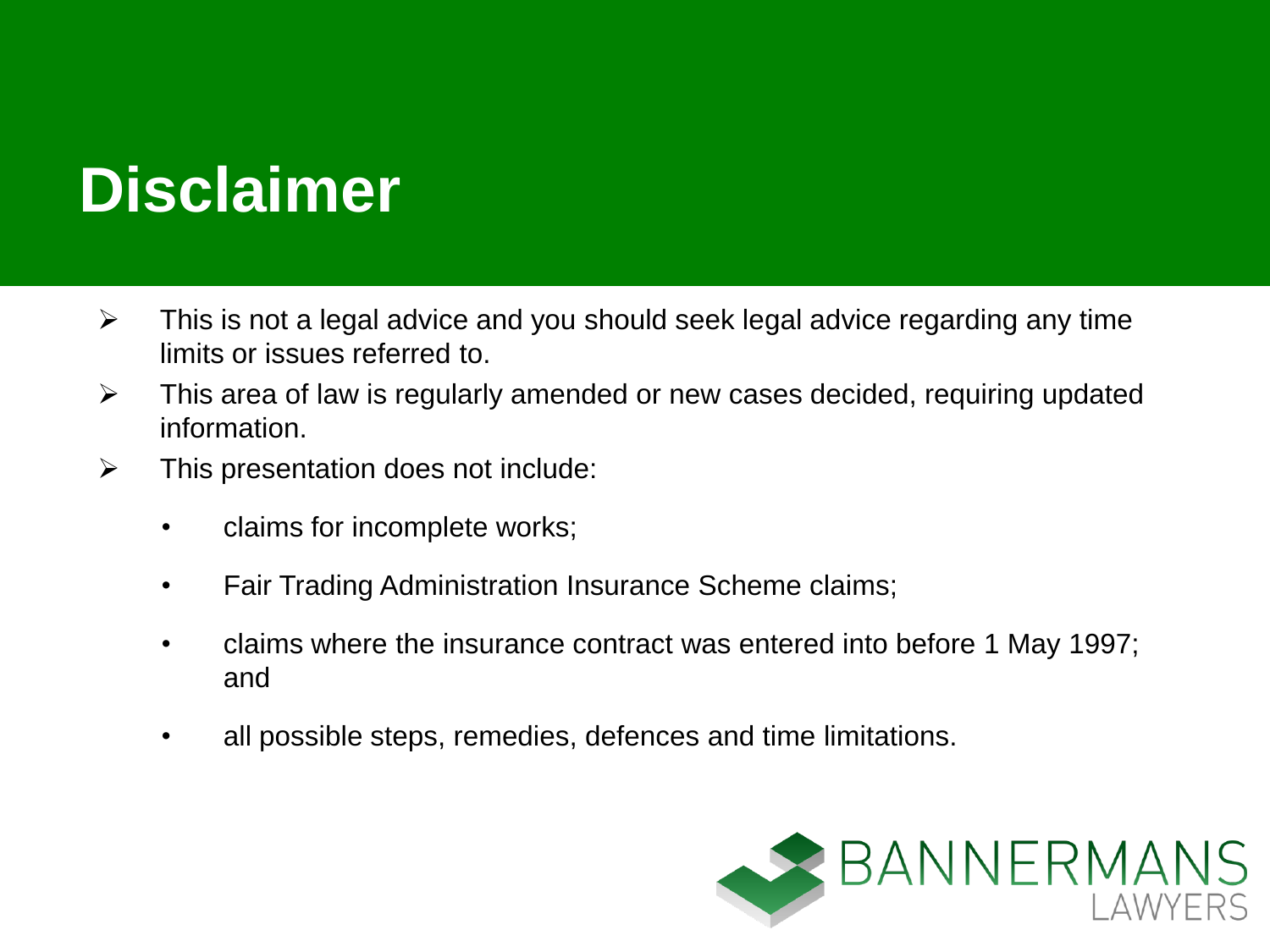# Disclaimer

- This is not a legal advice and you should seek legal advice regarding any time limits or issues referred to.
- This area of law is regularly amended or new cases decided, requiring updated information.
- This presentation does not include:
  - claims for incomplete works;
  - Fair Trading Administration Insurance Scheme claims;
  - claims where the insurance contract was entered into before 1 May 1997; and
  - all possible steps, remedies, defences and time limitations.

BANNERMANS LAWYERS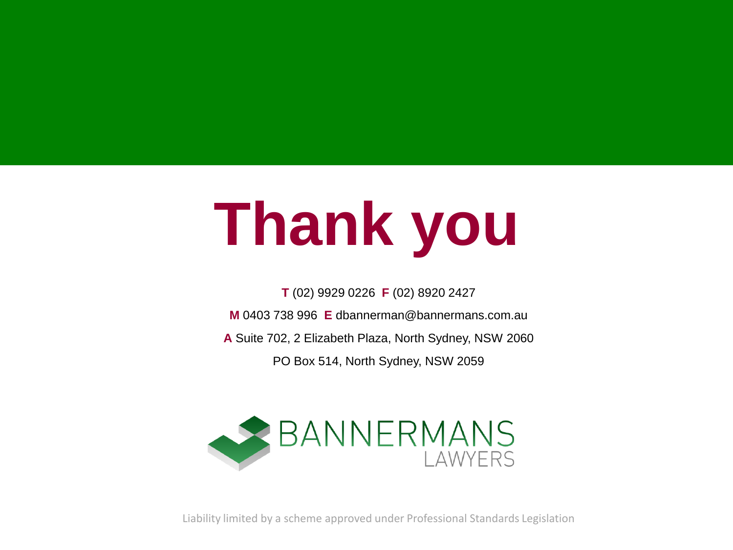# Thank you

**T** (02) 9929 0226 **F** (02) 8920 2427

**M** 0403 738 996 **E** dbannerman@bannermans.com.au

**A** Suite 702, 2 Elizabeth Plaza, North Sydney, NSW 2060

PO Box 514, North Sydney, NSW 2059

BANNERMANS LAWYERS

Liability limited by a scheme approved under Professional Standards Legislation